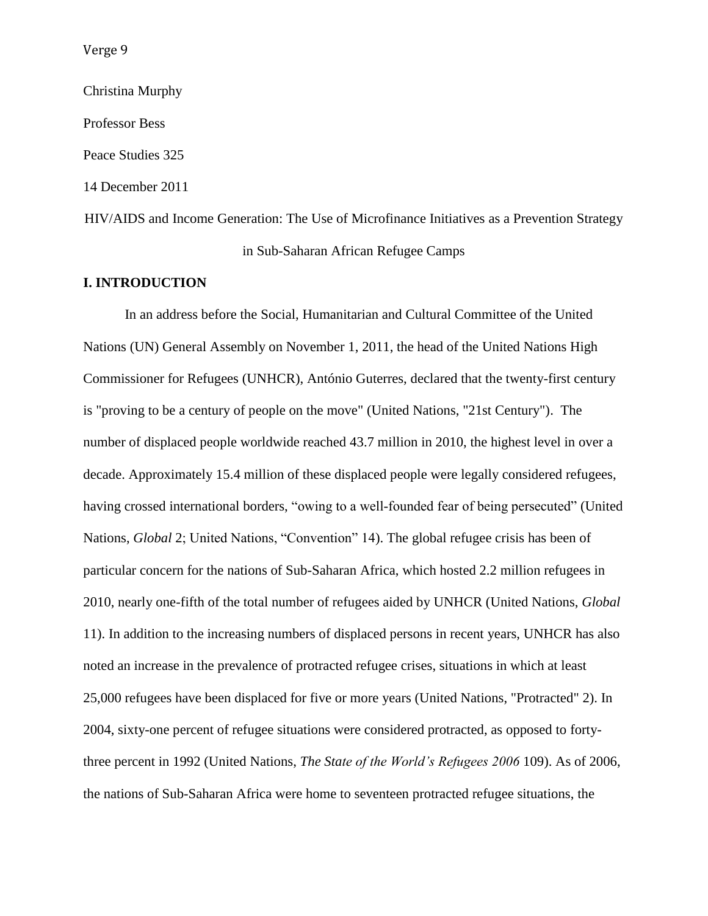Christina Murphy

Professor Bess

Peace Studies 325

14 December 2011

# HIV/AIDS and Income Generation: The Use of Microfinance Initiatives as a Prevention Strategy in Sub-Saharan African Refugee Camps

## I. INTRODUCTION

In an address before the Social, Humanitarian and Cultural Committee of the United Nations (UN) General Assembly on November 1, 2011, the head of the United Nations High Commissioner for Refugees (UNHCR), António Guterres, declared that the twenty-first century is "proving to be a century of people on the move" (United Nations, "21st Century"). The number of displaced people worldwide reached 43.7 million in 2010, the highest level in over a decade. Approximately 15.4 million of these displaced people were legally considered refugees, having crossed international borders, "owing to a well-founded fear of being persecuted" (United Nations, *Global* 2; United Nations, "Convention" 14). The global refugee crisis has been of particular concern for the nations of Sub-Saharan Africa, which hosted 2.2 million refugees in 2010, nearly one-fifth of the total number of refugees aided by UNHCR (United Nations, *Global* 11). In addition to the increasing numbers of displaced persons in recent years, UNHCR has also noted an increase in the prevalence of protracted refugee crises, situations in which at least 25,000 refugees have been displaced for five or more years (United Nations, "Protracted" 2). In 2004, sixty-one percent of refugee situations were considered protracted, as opposed to forty-three percent in 1992 (United Nations, *The State of the World's Refugees 2006* 109). As of 2006, the nations of Sub-Saharan Africa were home to seventeen protracted refugee situations, the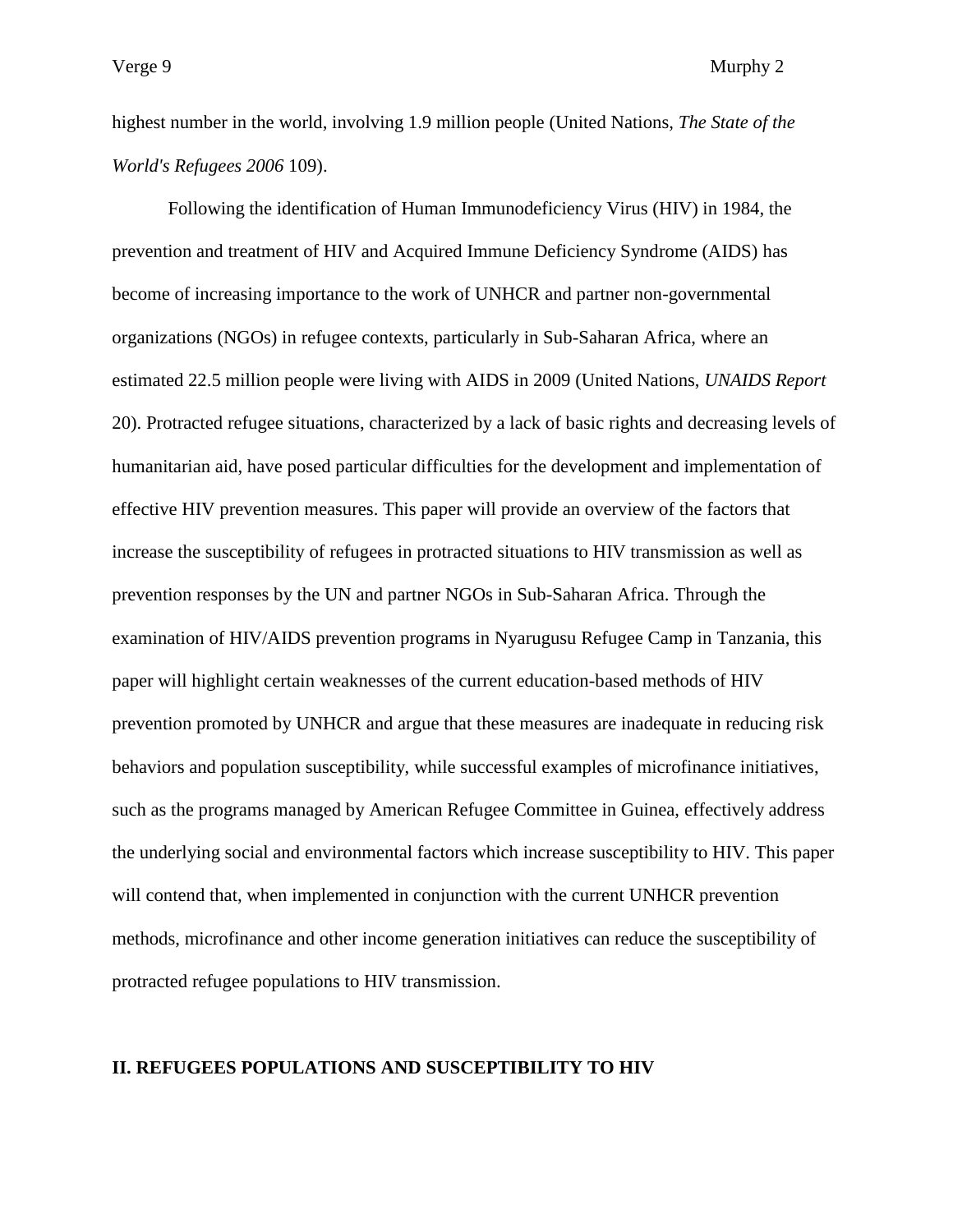highest number in the world, involving 1.9 million people (United Nations, *The State of the World's Refugees 2006* 109).

Following the identification of Human Immunodeficiency Virus (HIV) in 1984, the prevention and treatment of HIV and Acquired Immune Deficiency Syndrome (AIDS) has become of increasing importance to the work of UNHCR and partner non-governmental organizations (NGOs) in refugee contexts, particularly in Sub-Saharan Africa, where an estimated 22.5 million people were living with AIDS in 2009 (United Nations, *UNAIDS Report* 20). Protracted refugee situations, characterized by a lack of basic rights and decreasing levels of humanitarian aid, have posed particular difficulties for the development and implementation of effective HIV prevention measures. This paper will provide an overview of the factors that increase the susceptibility of refugees in protracted situations to HIV transmission as well as prevention responses by the UN and partner NGOs in Sub-Saharan Africa. Through the examination of HIV/AIDS prevention programs in Nyarugusu Refugee Camp in Tanzania, this paper will highlight certain weaknesses of the current education-based methods of HIV prevention promoted by UNHCR and argue that these measures are inadequate in reducing risk behaviors and population susceptibility, while successful examples of microfinance initiatives, such as the programs managed by American Refugee Committee in Guinea, effectively address the underlying social and environmental factors which increase susceptibility to HIV. This paper will contend that, when implemented in conjunction with the current UNHCR prevention methods, microfinance and other income generation initiatives can reduce the susceptibility of protracted refugee populations to HIV transmission.

## II. REFUGEES POPULATIONS AND SUSCEPTIBILITY TO HIV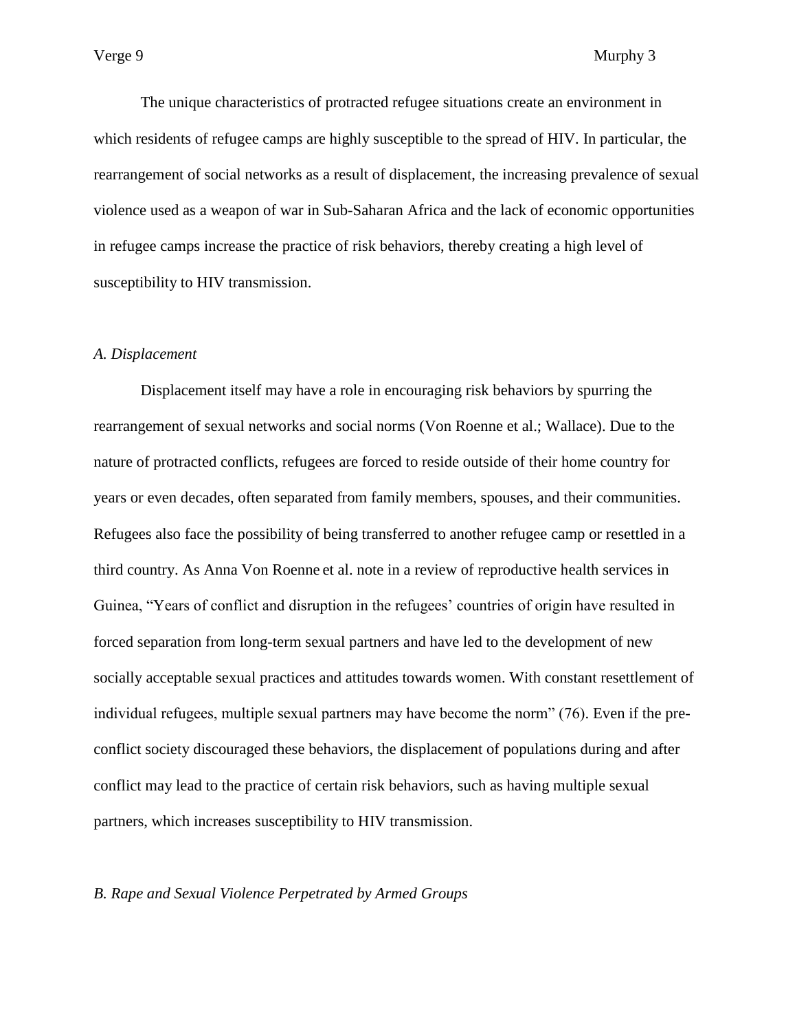The unique characteristics of protracted refugee situations create an environment in which residents of refugee camps are highly susceptible to the spread of HIV. In particular, the rearrangement of social networks as a result of displacement, the increasing prevalence of sexual violence used as a weapon of war in Sub-Saharan Africa and the lack of economic opportunities in refugee camps increase the practice of risk behaviors, thereby creating a high level of susceptibility to HIV transmission.

### *A. Displacement*

Displacement itself may have a role in encouraging risk behaviors by spurring the rearrangement of sexual networks and social norms (Von Roenne et al.; Wallace). Due to the nature of protracted conflicts, refugees are forced to reside outside of their home country for years or even decades, often separated from family members, spouses, and their communities. Refugees also face the possibility of being transferred to another refugee camp or resettled in a third country. As Anna Von Roenne et al. note in a review of reproductive health services in Guinea, "Years of conflict and disruption in the refugees' countries of origin have resulted in forced separation from long-term sexual partners and have led to the development of new socially acceptable sexual practices and attitudes towards women. With constant resettlement of individual refugees, multiple sexual partners may have become the norm" (76). Even if the pre-conflict society discouraged these behaviors, the displacement of populations during and after conflict may lead to the practice of certain risk behaviors, such as having multiple sexual partners, which increases susceptibility to HIV transmission.

### *B. Rape and Sexual Violence Perpetrated by Armed Groups*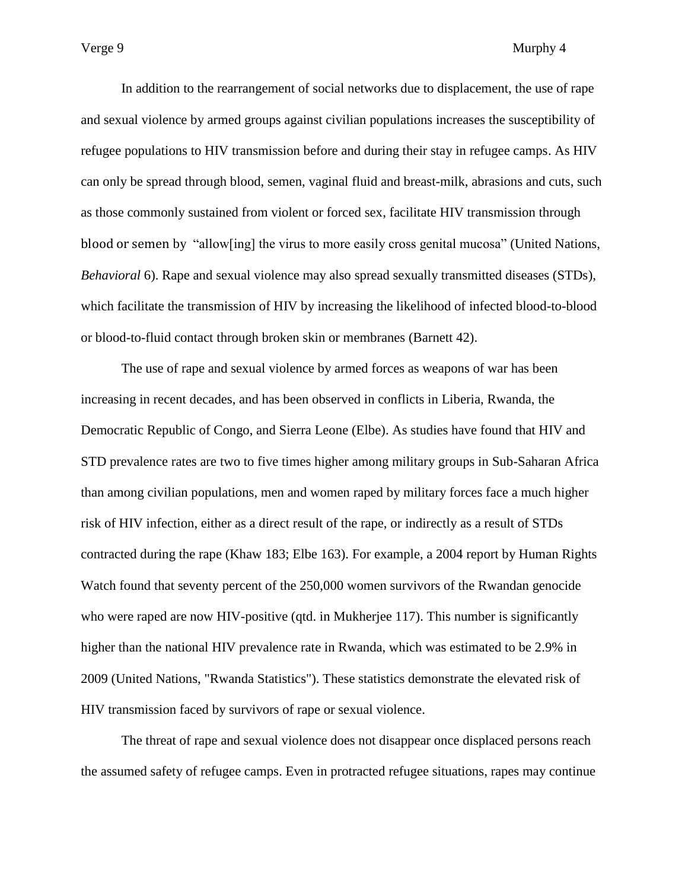In addition to the rearrangement of social networks due to displacement, the use of rape and sexual violence by armed groups against civilian populations increases the susceptibility of refugee populations to HIV transmission before and during their stay in refugee camps. As HIV can only be spread through blood, semen, vaginal fluid and breast-milk, abrasions and cuts, such as those commonly sustained from violent or forced sex, facilitate HIV transmission through blood or semen by "allow[ing] the virus to more easily cross genital mucosa" (United Nations, *Behavioral* 6). Rape and sexual violence may also spread sexually transmitted diseases (STDs), which facilitate the transmission of HIV by increasing the likelihood of infected blood-to-blood or blood-to-fluid contact through broken skin or membranes (Barnett 42).

The use of rape and sexual violence by armed forces as weapons of war has been increasing in recent decades, and has been observed in conflicts in Liberia, Rwanda, the Democratic Republic of Congo, and Sierra Leone (Elbe). As studies have found that HIV and STD prevalence rates are two to five times higher among military groups in Sub-Saharan Africa than among civilian populations, men and women raped by military forces face a much higher risk of HIV infection, either as a direct result of the rape, or indirectly as a result of STDs contracted during the rape (Khaw 183; Elbe 163). For example, a 2004 report by Human Rights Watch found that seventy percent of the 250,000 women survivors of the Rwandan genocide who were raped are now HIV-positive (qtd. in Mukherjee 117). This number is significantly higher than the national HIV prevalence rate in Rwanda, which was estimated to be 2.9% in 2009 (United Nations, "Rwanda Statistics"). These statistics demonstrate the elevated risk of HIV transmission faced by survivors of rape or sexual violence.

The threat of rape and sexual violence does not disappear once displaced persons reach the assumed safety of refugee camps. Even in protracted refugee situations, rapes may continue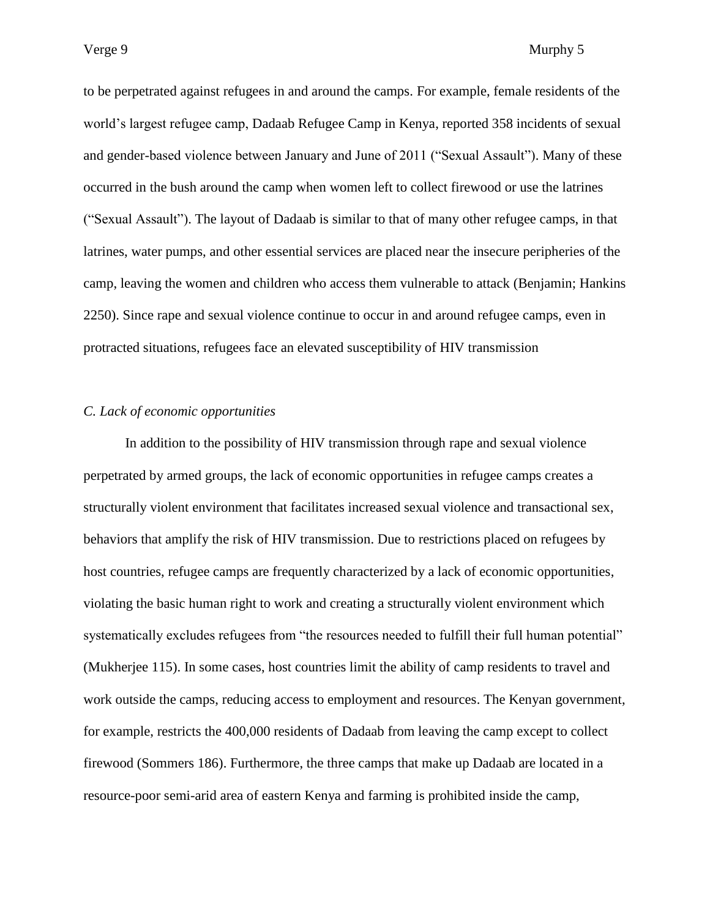to be perpetrated against refugees in and around the camps. For example, female residents of the world's largest refugee camp, Dadaab Refugee Camp in Kenya, reported 358 incidents of sexual and gender-based violence between January and June of 2011 ("Sexual Assault"). Many of these occurred in the bush around the camp when women left to collect firewood or use the latrines ("Sexual Assault"). The layout of Dadaab is similar to that of many other refugee camps, in that latrines, water pumps, and other essential services are placed near the insecure peripheries of the camp, leaving the women and children who access them vulnerable to attack (Benjamin; Hankins 2250). Since rape and sexual violence continue to occur in and around refugee camps, even in protracted situations, refugees face an elevated susceptibility of HIV transmission

### *C. Lack of economic opportunities*

In addition to the possibility of HIV transmission through rape and sexual violence perpetrated by armed groups, the lack of economic opportunities in refugee camps creates a structurally violent environment that facilitates increased sexual violence and transactional sex, behaviors that amplify the risk of HIV transmission. Due to restrictions placed on refugees by host countries, refugee camps are frequently characterized by a lack of economic opportunities, violating the basic human right to work and creating a structurally violent environment which systematically excludes refugees from "the resources needed to fulfill their full human potential" (Mukherjee 115). In some cases, host countries limit the ability of camp residents to travel and work outside the camps, reducing access to employment and resources. The Kenyan government, for example, restricts the 400,000 residents of Dadaab from leaving the camp except to collect firewood (Sommers 186). Furthermore, the three camps that make up Dadaab are located in a resource-poor semi-arid area of eastern Kenya and farming is prohibited inside the camp,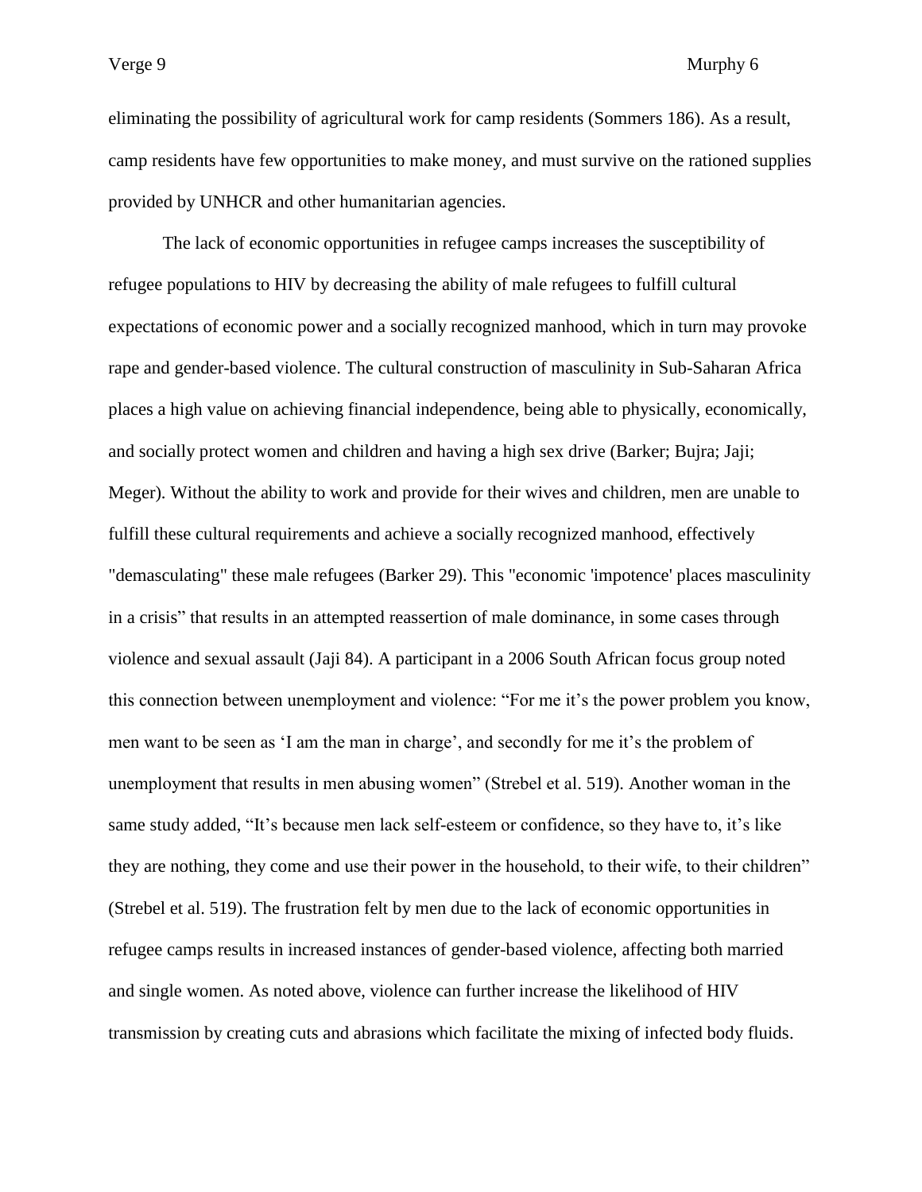eliminating the possibility of agricultural work for camp residents (Sommers 186). As a result, camp residents have few opportunities to make money, and must survive on the rationed supplies provided by UNHCR and other humanitarian agencies.

The lack of economic opportunities in refugee camps increases the susceptibility of refugee populations to HIV by decreasing the ability of male refugees to fulfill cultural expectations of economic power and a socially recognized manhood, which in turn may provoke rape and gender-based violence. The cultural construction of masculinity in Sub-Saharan Africa places a high value on achieving financial independence, being able to physically, economically, and socially protect women and children and having a high sex drive (Barker; Bujra; Jaji; Meger). Without the ability to work and provide for their wives and children, men are unable to fulfill these cultural requirements and achieve a socially recognized manhood, effectively "demasculating" these male refugees (Barker 29). This "economic 'impotence' places masculinity in a crisis" that results in an attempted reassertion of male dominance, in some cases through violence and sexual assault (Jaji 84). A participant in a 2006 South African focus group noted this connection between unemployment and violence: "For me it's the power problem you know, men want to be seen as 'I am the man in charge', and secondly for me it's the problem of unemployment that results in men abusing women" (Strebel et al. 519). Another woman in the same study added, "It's because men lack self-esteem or confidence, so they have to, it's like they are nothing, they come and use their power in the household, to their wife, to their children" (Strebel et al. 519). The frustration felt by men due to the lack of economic opportunities in refugee camps results in increased instances of gender-based violence, affecting both married and single women. As noted above, violence can further increase the likelihood of HIV transmission by creating cuts and abrasions which facilitate the mixing of infected body fluids.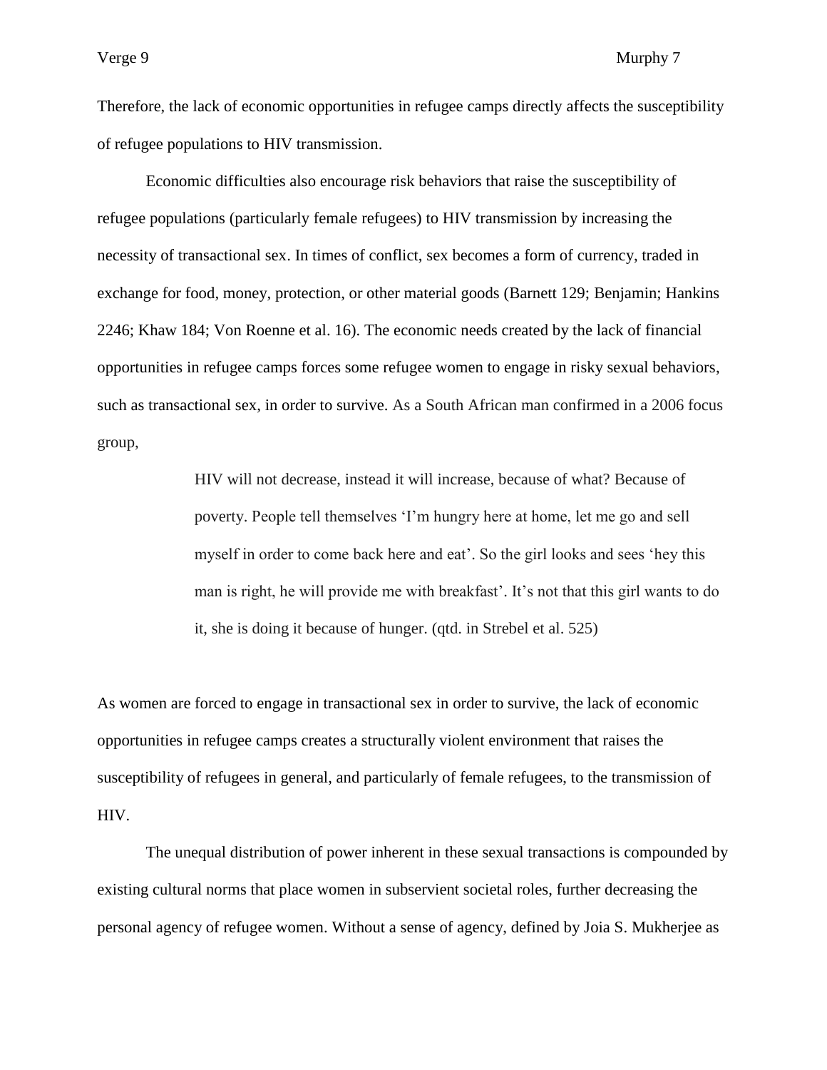Therefore, the lack of economic opportunities in refugee camps directly affects the susceptibility of refugee populations to HIV transmission.

Economic difficulties also encourage risk behaviors that raise the susceptibility of refugee populations (particularly female refugees) to HIV transmission by increasing the necessity of transactional sex. In times of conflict, sex becomes a form of currency, traded in exchange for food, money, protection, or other material goods (Barnett 129; Benjamin; Hankins 2246; Khaw 184; Von Roenne et al. 16). The economic needs created by the lack of financial opportunities in refugee camps forces some refugee women to engage in risky sexual behaviors, such as transactional sex, in order to survive. As a South African man confirmed in a 2006 focus group,

> HIV will not decrease, instead it will increase, because of what? Because of poverty. People tell themselves 'I'm hungry here at home, let me go and sell myself in order to come back here and eat'. So the girl looks and sees 'hey this man is right, he will provide me with breakfast'. It's not that this girl wants to do it, she is doing it because of hunger. (qtd. in Strebel et al. 525)

As women are forced to engage in transactional sex in order to survive, the lack of economic opportunities in refugee camps creates a structurally violent environment that raises the susceptibility of refugees in general, and particularly of female refugees, to the transmission of HIV.

The unequal distribution of power inherent in these sexual transactions is compounded by existing cultural norms that place women in subservient societal roles, further decreasing the personal agency of refugee women. Without a sense of agency, defined by Joia S. Mukherjee as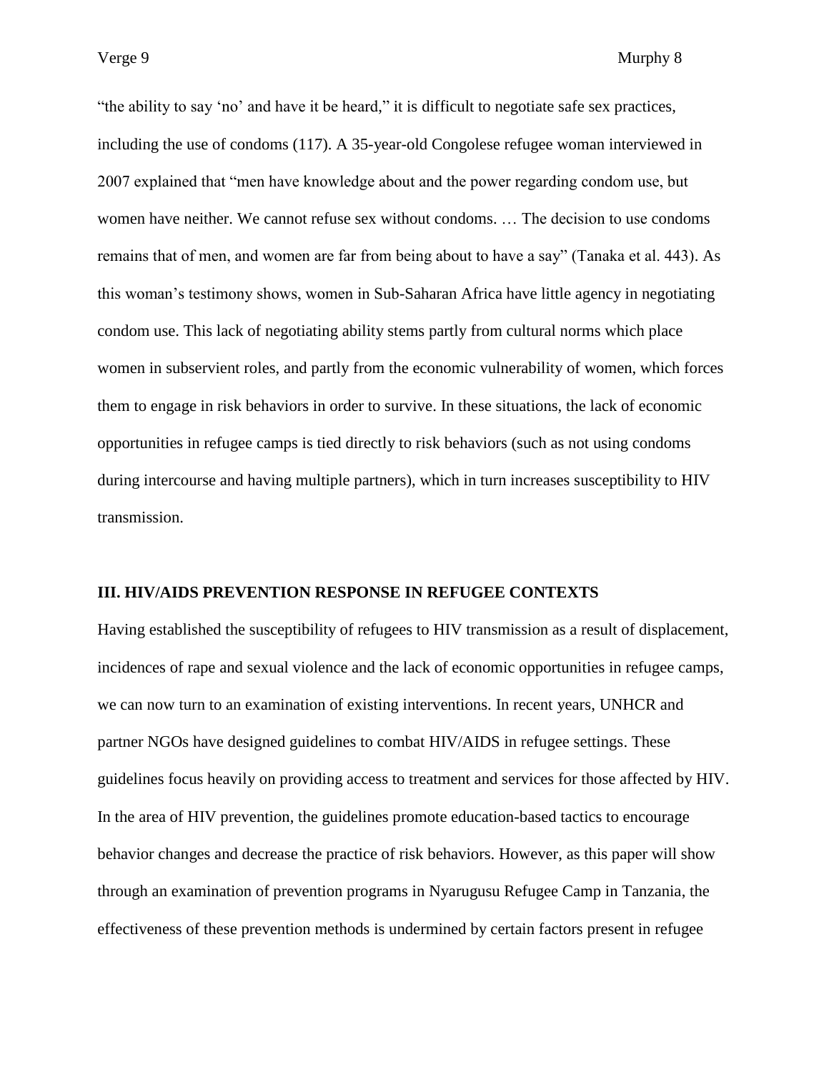"the ability to say 'no' and have it be heard," it is difficult to negotiate safe sex practices, including the use of condoms (117). A 35-year-old Congolese refugee woman interviewed in 2007 explained that "men have knowledge about and the power regarding condom use, but women have neither. We cannot refuse sex without condoms. … The decision to use condoms remains that of men, and women are far from being about to have a say" (Tanaka et al. 443). As this woman's testimony shows, women in Sub-Saharan Africa have little agency in negotiating condom use. This lack of negotiating ability stems partly from cultural norms which place women in subservient roles, and partly from the economic vulnerability of women, which forces them to engage in risk behaviors in order to survive. In these situations, the lack of economic opportunities in refugee camps is tied directly to risk behaviors (such as not using condoms during intercourse and having multiple partners), which in turn increases susceptibility to HIV transmission.

## III. HIV/AIDS PREVENTION RESPONSE IN REFUGEE CONTEXTS

Having established the susceptibility of refugees to HIV transmission as a result of displacement, incidences of rape and sexual violence and the lack of economic opportunities in refugee camps, we can now turn to an examination of existing interventions. In recent years, UNHCR and partner NGOs have designed guidelines to combat HIV/AIDS in refugee settings. These guidelines focus heavily on providing access to treatment and services for those affected by HIV. In the area of HIV prevention, the guidelines promote education-based tactics to encourage behavior changes and decrease the practice of risk behaviors. However, as this paper will show through an examination of prevention programs in Nyarugusu Refugee Camp in Tanzania, the effectiveness of these prevention methods is undermined by certain factors present in refugee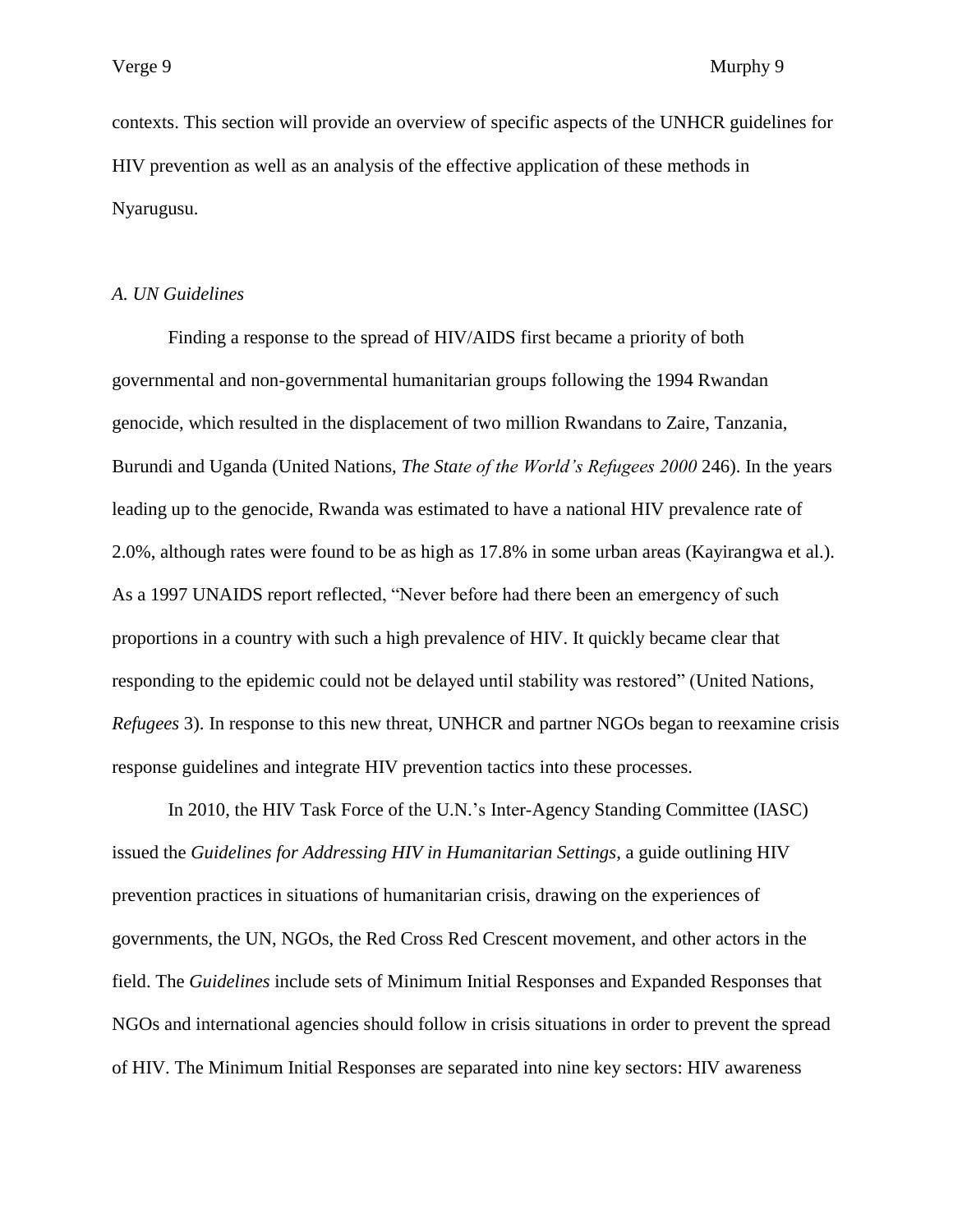contexts. This section will provide an overview of specific aspects of the UNHCR guidelines for HIV prevention as well as an analysis of the effective application of these methods in Nyarugusu.

*A. UN Guidelines*

Finding a response to the spread of HIV/AIDS first became a priority of both governmental and non-governmental humanitarian groups following the 1994 Rwandan genocide, which resulted in the displacement of two million Rwandans to Zaire, Tanzania, Burundi and Uganda (United Nations, *The State of the World's Refugees 2000* 246). In the years leading up to the genocide, Rwanda was estimated to have a national HIV prevalence rate of 2.0%, although rates were found to be as high as 17.8% in some urban areas (Kayirangwa et al.). As a 1997 UNAIDS report reflected, "Never before had there been an emergency of such proportions in a country with such a high prevalence of HIV. It quickly became clear that responding to the epidemic could not be delayed until stability was restored" (United Nations, *Refugees* 3). In response to this new threat, UNHCR and partner NGOs began to reexamine crisis response guidelines and integrate HIV prevention tactics into these processes.

In 2010, the HIV Task Force of the U.N.'s Inter-Agency Standing Committee (IASC) issued the *Guidelines for Addressing HIV in Humanitarian Settings*, a guide outlining HIV prevention practices in situations of humanitarian crisis, drawing on the experiences of governments, the UN, NGOs, the Red Cross Red Crescent movement, and other actors in the field. The *Guidelines* include sets of Minimum Initial Responses and Expanded Responses that NGOs and international agencies should follow in crisis situations in order to prevent the spread of HIV. The Minimum Initial Responses are separated into nine key sectors: HIV awareness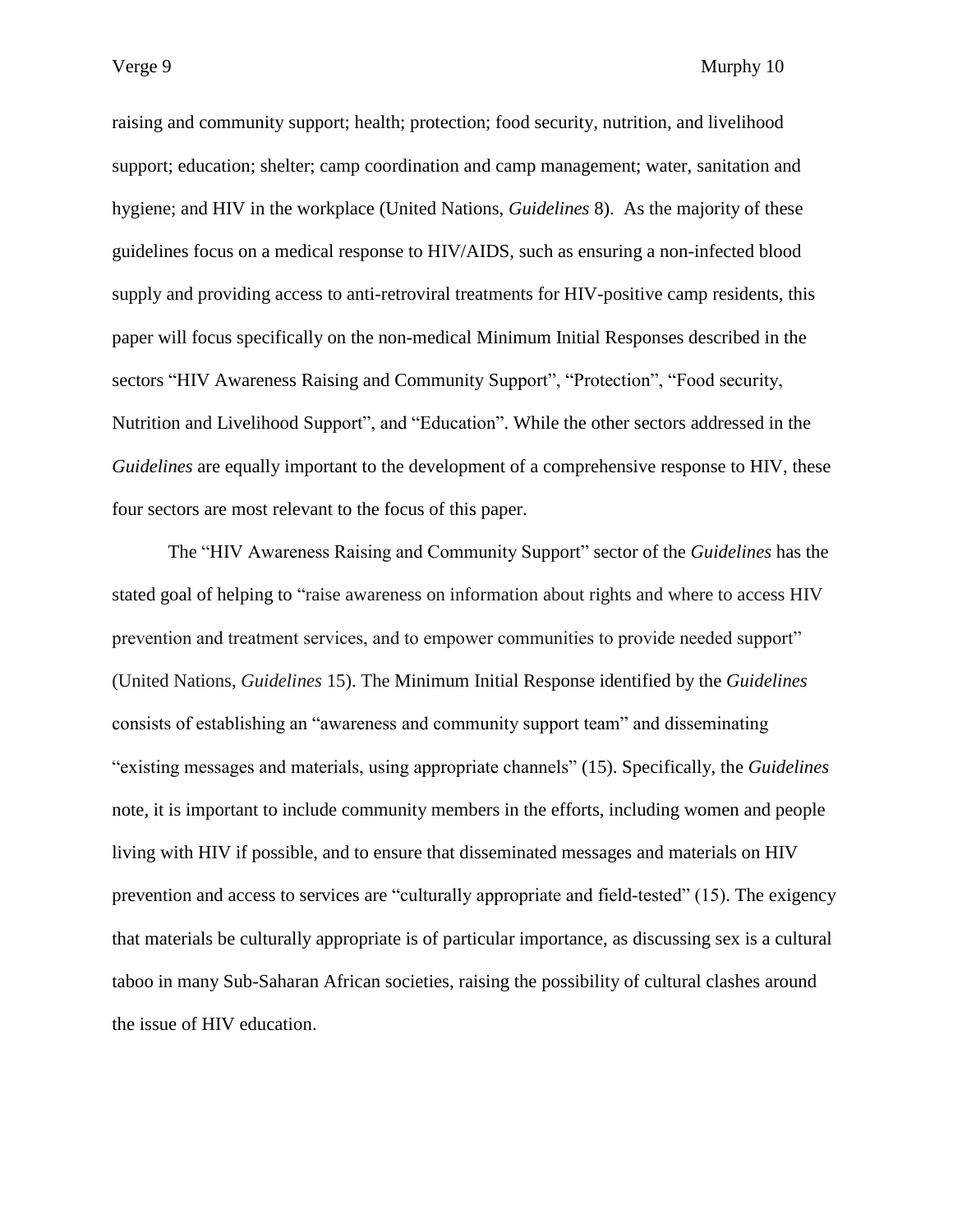raising and community support; health; protection; food security, nutrition, and livelihood support; education; shelter; camp coordination and camp management; water, sanitation and hygiene; and HIV in the workplace (United Nations, *Guidelines* 8). As the majority of these guidelines focus on a medical response to HIV/AIDS, such as ensuring a non-infected blood supply and providing access to anti-retroviral treatments for HIV-positive camp residents, this paper will focus specifically on the non-medical Minimum Initial Responses described in the sectors "HIV Awareness Raising and Community Support", "Protection", "Food security, Nutrition and Livelihood Support", and "Education". While the other sectors addressed in the *Guidelines* are equally important to the development of a comprehensive response to HIV, these four sectors are most relevant to the focus of this paper.

The "HIV Awareness Raising and Community Support" sector of the *Guidelines* has the stated goal of helping to "raise awareness on information about rights and where to access HIV prevention and treatment services, and to empower communities to provide needed support" (United Nations, *Guidelines* 15). The Minimum Initial Response identified by the *Guidelines* consists of establishing an "awareness and community support team" and disseminating "existing messages and materials, using appropriate channels" (15). Specifically, the *Guidelines* note, it is important to include community members in the efforts, including women and people living with HIV if possible, and to ensure that disseminated messages and materials on HIV prevention and access to services are "culturally appropriate and field-tested" (15). The exigency that materials be culturally appropriate is of particular importance, as discussing sex is a cultural taboo in many Sub-Saharan African societies, raising the possibility of cultural clashes around the issue of HIV education.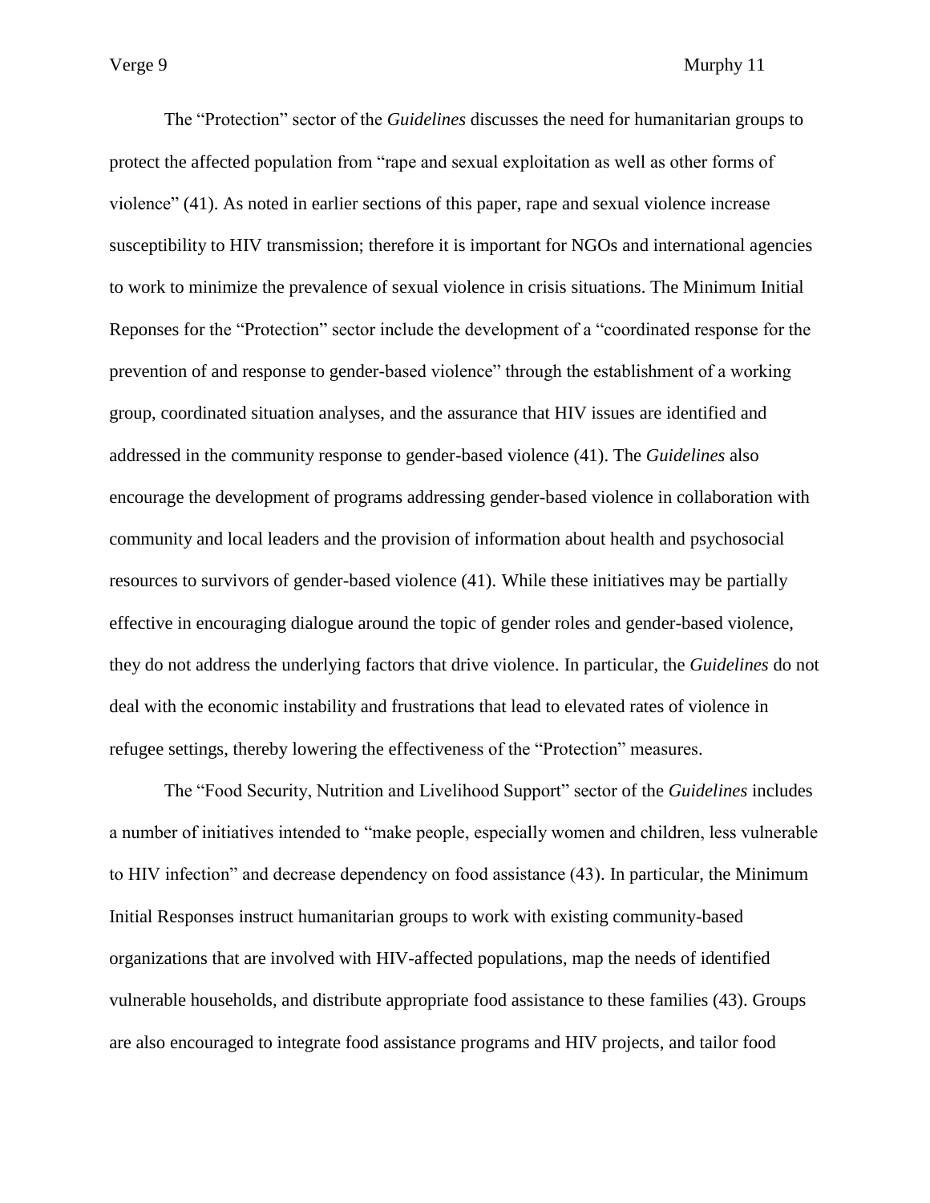The "Protection" sector of the *Guidelines* discusses the need for humanitarian groups to protect the affected population from "rape and sexual exploitation as well as other forms of violence" (41). As noted in earlier sections of this paper, rape and sexual violence increase susceptibility to HIV transmission; therefore it is important for NGOs and international agencies to work to minimize the prevalence of sexual violence in crisis situations. The Minimum Initial Reponses for the "Protection" sector include the development of a "coordinated response for the prevention of and response to gender-based violence" through the establishment of a working group, coordinated situation analyses, and the assurance that HIV issues are identified and addressed in the community response to gender-based violence (41). The *Guidelines* also encourage the development of programs addressing gender-based violence in collaboration with community and local leaders and the provision of information about health and psychosocial resources to survivors of gender-based violence (41). While these initiatives may be partially effective in encouraging dialogue around the topic of gender roles and gender-based violence, they do not address the underlying factors that drive violence. In particular, the *Guidelines* do not deal with the economic instability and frustrations that lead to elevated rates of violence in refugee settings, thereby lowering the effectiveness of the "Protection" measures.

The "Food Security, Nutrition and Livelihood Support" sector of the *Guidelines* includes a number of initiatives intended to "make people, especially women and children, less vulnerable to HIV infection" and decrease dependency on food assistance (43). In particular, the Minimum Initial Responses instruct humanitarian groups to work with existing community-based organizations that are involved with HIV-affected populations, map the needs of identified vulnerable households, and distribute appropriate food assistance to these families (43). Groups are also encouraged to integrate food assistance programs and HIV projects, and tailor food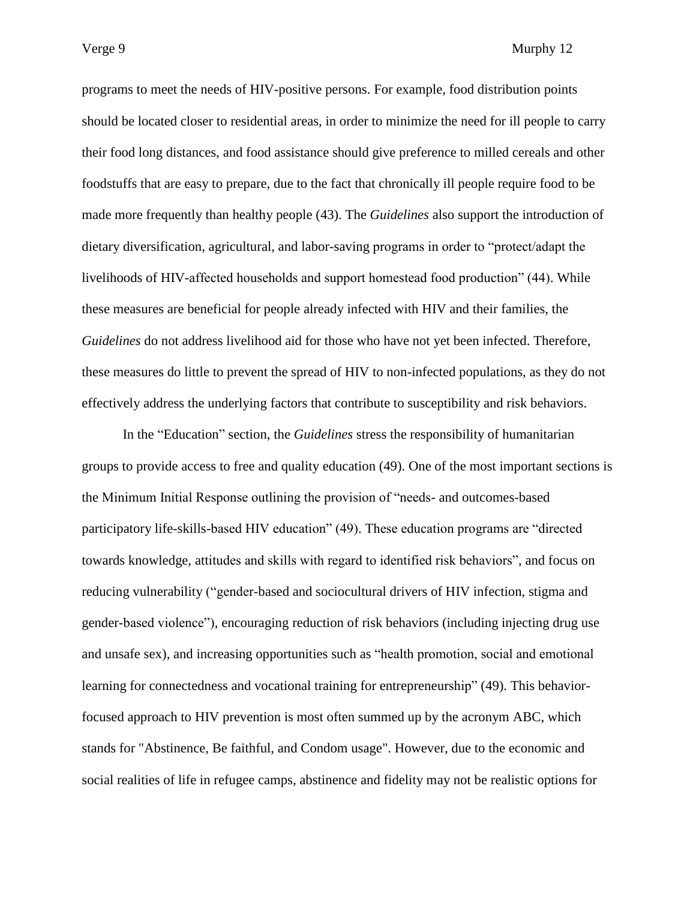programs to meet the needs of HIV-positive persons. For example, food distribution points should be located closer to residential areas, in order to minimize the need for ill people to carry their food long distances, and food assistance should give preference to milled cereals and other foodstuffs that are easy to prepare, due to the fact that chronically ill people require food to be made more frequently than healthy people (43). The *Guidelines* also support the introduction of dietary diversification, agricultural, and labor-saving programs in order to "protect/adapt the livelihoods of HIV-affected households and support homestead food production" (44). While these measures are beneficial for people already infected with HIV and their families, the *Guidelines* do not address livelihood aid for those who have not yet been infected. Therefore, these measures do little to prevent the spread of HIV to non-infected populations, as they do not effectively address the underlying factors that contribute to susceptibility and risk behaviors.

In the "Education" section, the *Guidelines* stress the responsibility of humanitarian groups to provide access to free and quality education (49). One of the most important sections is the Minimum Initial Response outlining the provision of "needs- and outcomes-based participatory life-skills-based HIV education" (49). These education programs are "directed towards knowledge, attitudes and skills with regard to identified risk behaviors", and focus on reducing vulnerability ("gender-based and sociocultural drivers of HIV infection, stigma and gender-based violence"), encouraging reduction of risk behaviors (including injecting drug use and unsafe sex), and increasing opportunities such as "health promotion, social and emotional learning for connectedness and vocational training for entrepreneurship" (49). This behavior-focused approach to HIV prevention is most often summed up by the acronym ABC, which stands for "Abstinence, Be faithful, and Condom usage". However, due to the economic and social realities of life in refugee camps, abstinence and fidelity may not be realistic options for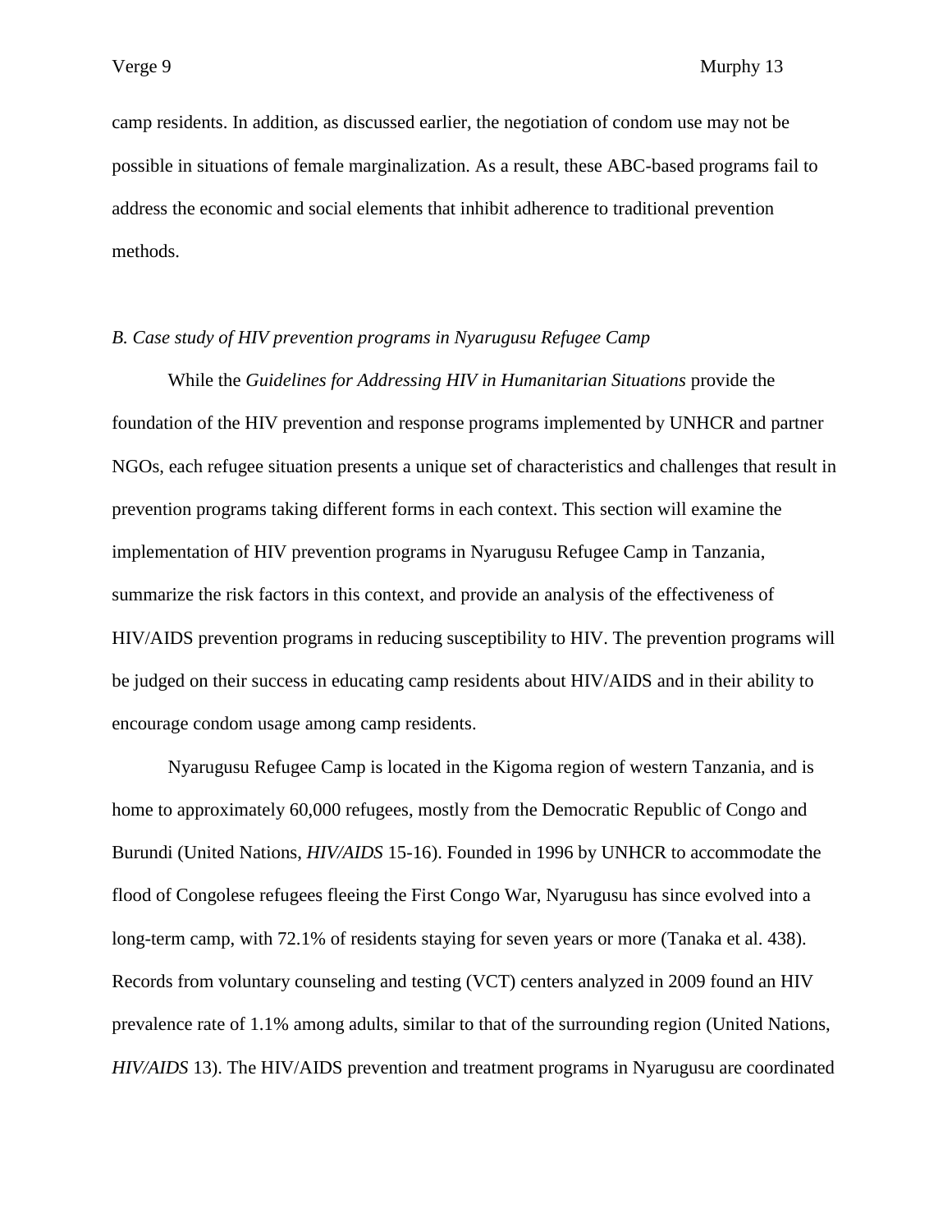camp residents. In addition, as discussed earlier, the negotiation of condom use may not be possible in situations of female marginalization. As a result, these ABC-based programs fail to address the economic and social elements that inhibit adherence to traditional prevention methods.

### *B. Case study of HIV prevention programs in Nyarugusu Refugee Camp*

While the *Guidelines for Addressing HIV in Humanitarian Situations* provide the foundation of the HIV prevention and response programs implemented by UNHCR and partner NGOs, each refugee situation presents a unique set of characteristics and challenges that result in prevention programs taking different forms in each context. This section will examine the implementation of HIV prevention programs in Nyarugusu Refugee Camp in Tanzania, summarize the risk factors in this context, and provide an analysis of the effectiveness of HIV/AIDS prevention programs in reducing susceptibility to HIV. The prevention programs will be judged on their success in educating camp residents about HIV/AIDS and in their ability to encourage condom usage among camp residents.

Nyarugusu Refugee Camp is located in the Kigoma region of western Tanzania, and is home to approximately 60,000 refugees, mostly from the Democratic Republic of Congo and Burundi (United Nations, *HIV/AIDS* 15-16). Founded in 1996 by UNHCR to accommodate the flood of Congolese refugees fleeing the First Congo War, Nyarugusu has since evolved into a long-term camp, with 72.1% of residents staying for seven years or more (Tanaka et al. 438). Records from voluntary counseling and testing (VCT) centers analyzed in 2009 found an HIV prevalence rate of 1.1% among adults, similar to that of the surrounding region (United Nations, *HIV/AIDS* 13). The HIV/AIDS prevention and treatment programs in Nyarugusu are coordinated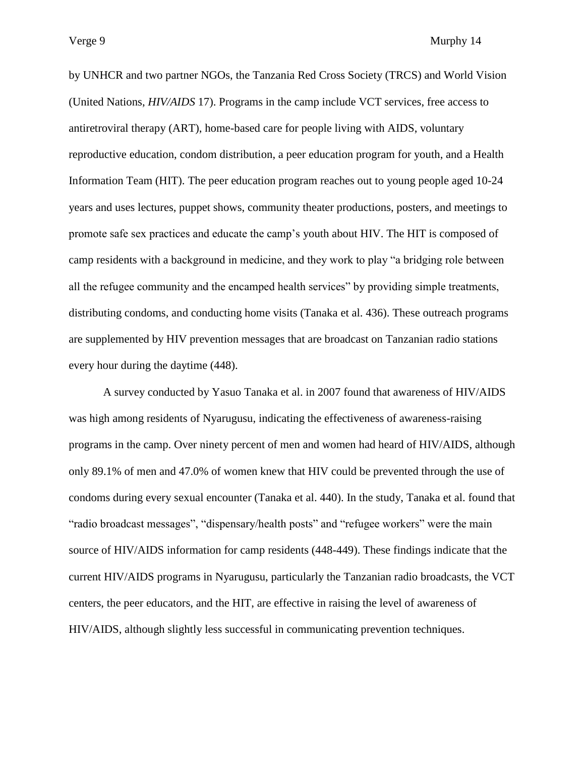by UNHCR and two partner NGOs, the Tanzania Red Cross Society (TRCS) and World Vision (United Nations, *HIV/AIDS* 17). Programs in the camp include VCT services, free access to antiretroviral therapy (ART), home-based care for people living with AIDS, voluntary reproductive education, condom distribution, a peer education program for youth, and a Health Information Team (HIT). The peer education program reaches out to young people aged 10-24 years and uses lectures, puppet shows, community theater productions, posters, and meetings to promote safe sex practices and educate the camp's youth about HIV. The HIT is composed of camp residents with a background in medicine, and they work to play "a bridging role between all the refugee community and the encamped health services" by providing simple treatments, distributing condoms, and conducting home visits (Tanaka et al. 436). These outreach programs are supplemented by HIV prevention messages that are broadcast on Tanzanian radio stations every hour during the daytime (448).

A survey conducted by Yasuo Tanaka et al. in 2007 found that awareness of HIV/AIDS was high among residents of Nyarugusu, indicating the effectiveness of awareness-raising programs in the camp. Over ninety percent of men and women had heard of HIV/AIDS, although only 89.1% of men and 47.0% of women knew that HIV could be prevented through the use of condoms during every sexual encounter (Tanaka et al. 440). In the study, Tanaka et al. found that "radio broadcast messages", "dispensary/health posts" and "refugee workers" were the main source of HIV/AIDS information for camp residents (448-449). These findings indicate that the current HIV/AIDS programs in Nyarugusu, particularly the Tanzanian radio broadcasts, the VCT centers, the peer educators, and the HIT, are effective in raising the level of awareness of HIV/AIDS, although slightly less successful in communicating prevention techniques.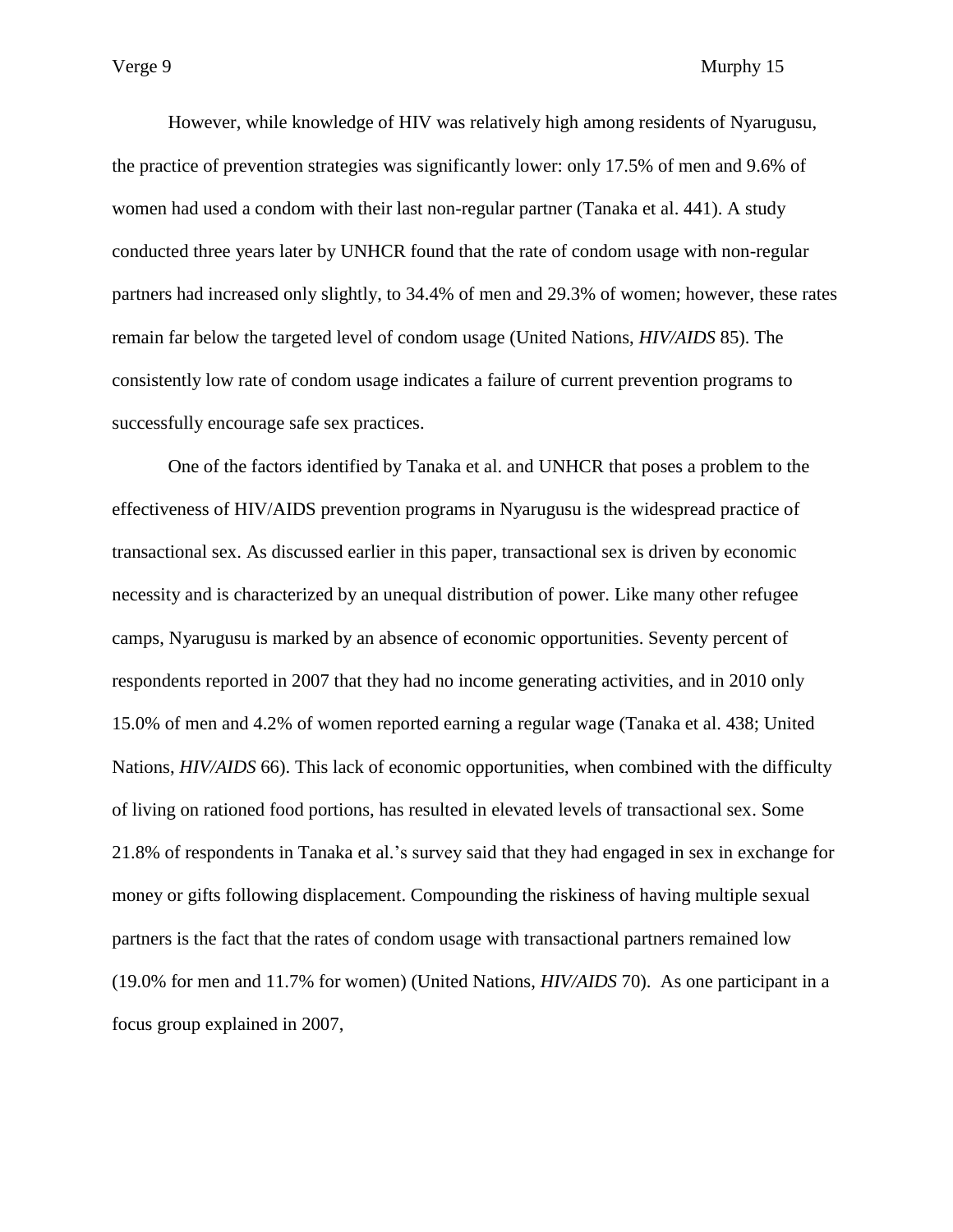However, while knowledge of HIV was relatively high among residents of Nyarugusu, the practice of prevention strategies was significantly lower: only 17.5% of men and 9.6% of women had used a condom with their last non-regular partner (Tanaka et al. 441). A study conducted three years later by UNHCR found that the rate of condom usage with non-regular partners had increased only slightly, to 34.4% of men and 29.3% of women; however, these rates remain far below the targeted level of condom usage (United Nations, *HIV/AIDS* 85). The consistently low rate of condom usage indicates a failure of current prevention programs to successfully encourage safe sex practices.

One of the factors identified by Tanaka et al. and UNHCR that poses a problem to the effectiveness of HIV/AIDS prevention programs in Nyarugusu is the widespread practice of transactional sex. As discussed earlier in this paper, transactional sex is driven by economic necessity and is characterized by an unequal distribution of power. Like many other refugee camps, Nyarugusu is marked by an absence of economic opportunities. Seventy percent of respondents reported in 2007 that they had no income generating activities, and in 2010 only 15.0% of men and 4.2% of women reported earning a regular wage (Tanaka et al. 438; United Nations, *HIV/AIDS* 66). This lack of economic opportunities, when combined with the difficulty of living on rationed food portions, has resulted in elevated levels of transactional sex. Some 21.8% of respondents in Tanaka et al.'s survey said that they had engaged in sex in exchange for money or gifts following displacement. Compounding the riskiness of having multiple sexual partners is the fact that the rates of condom usage with transactional partners remained low (19.0% for men and 11.7% for women) (United Nations, *HIV/AIDS* 70). As one participant in a focus group explained in 2007,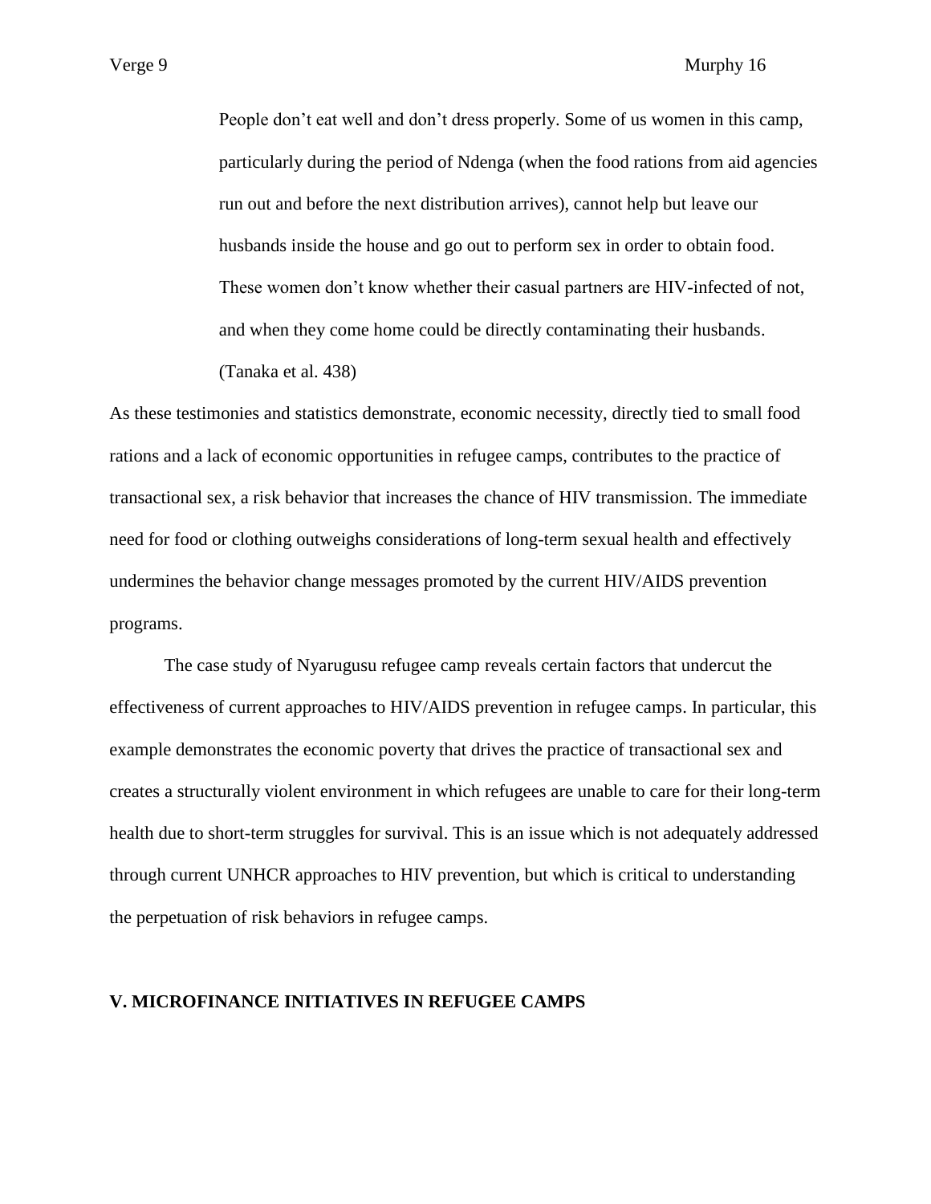> People don’t eat well and don’t dress properly. Some of us women in this camp, particularly during the period of Ndenga (when the food rations from aid agencies run out and before the next distribution arrives), cannot help but leave our husbands inside the house and go out to perform sex in order to obtain food. These women don’t know whether their casual partners are HIV-infected of not, and when they come home could be directly contaminating their husbands. (Tanaka et al. 438)

As these testimonies and statistics demonstrate, economic necessity, directly tied to small food rations and a lack of economic opportunities in refugee camps, contributes to the practice of transactional sex, a risk behavior that increases the chance of HIV transmission. The immediate need for food or clothing outweighs considerations of long-term sexual health and effectively undermines the behavior change messages promoted by the current HIV/AIDS prevention programs.

The case study of Nyarugusu refugee camp reveals certain factors that undercut the effectiveness of current approaches to HIV/AIDS prevention in refugee camps. In particular, this example demonstrates the economic poverty that drives the practice of transactional sex and creates a structurally violent environment in which refugees are unable to care for their long-term health due to short-term struggles for survival. This is an issue which is not adequately addressed through current UNHCR approaches to HIV prevention, but which is critical to understanding the perpetuation of risk behaviors in refugee camps.

## V. MICROFINANCE INITIATIVES IN REFUGEE CAMPS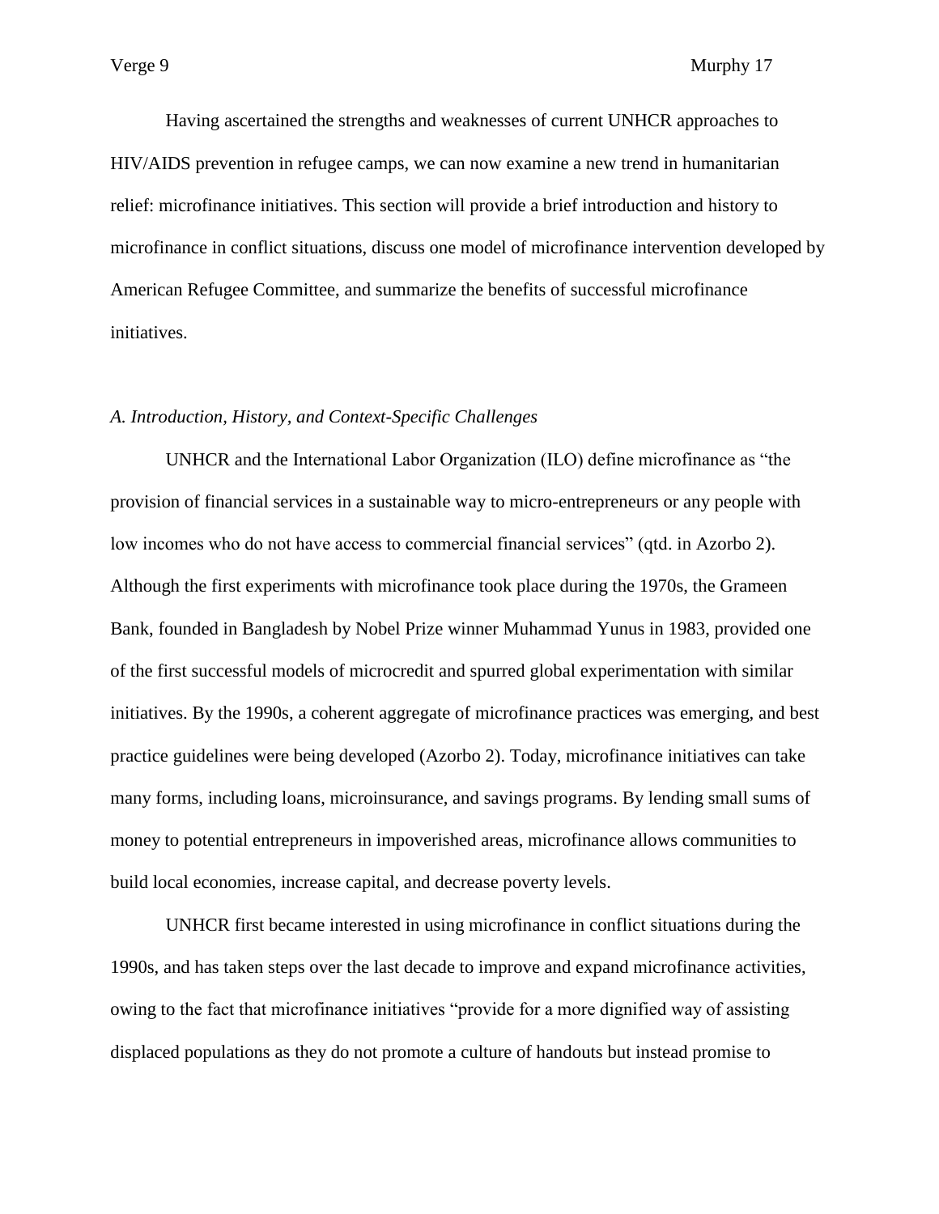Having ascertained the strengths and weaknesses of current UNHCR approaches to HIV/AIDS prevention in refugee camps, we can now examine a new trend in humanitarian relief: microfinance initiatives. This section will provide a brief introduction and history to microfinance in conflict situations, discuss one model of microfinance intervention developed by American Refugee Committee, and summarize the benefits of successful microfinance initiatives.

*A. Introduction, History, and Context-Specific Challenges*

UNHCR and the International Labor Organization (ILO) define microfinance as "the provision of financial services in a sustainable way to micro-entrepreneurs or any people with low incomes who do not have access to commercial financial services" (qtd. in Azorbo 2). Although the first experiments with microfinance took place during the 1970s, the Grameen Bank, founded in Bangladesh by Nobel Prize winner Muhammad Yunus in 1983, provided one of the first successful models of microcredit and spurred global experimentation with similar initiatives. By the 1990s, a coherent aggregate of microfinance practices was emerging, and best practice guidelines were being developed (Azorbo 2). Today, microfinance initiatives can take many forms, including loans, microinsurance, and savings programs. By lending small sums of money to potential entrepreneurs in impoverished areas, microfinance allows communities to build local economies, increase capital, and decrease poverty levels.

UNHCR first became interested in using microfinance in conflict situations during the 1990s, and has taken steps over the last decade to improve and expand microfinance activities, owing to the fact that microfinance initiatives "provide for a more dignified way of assisting displaced populations as they do not promote a culture of handouts but instead promise to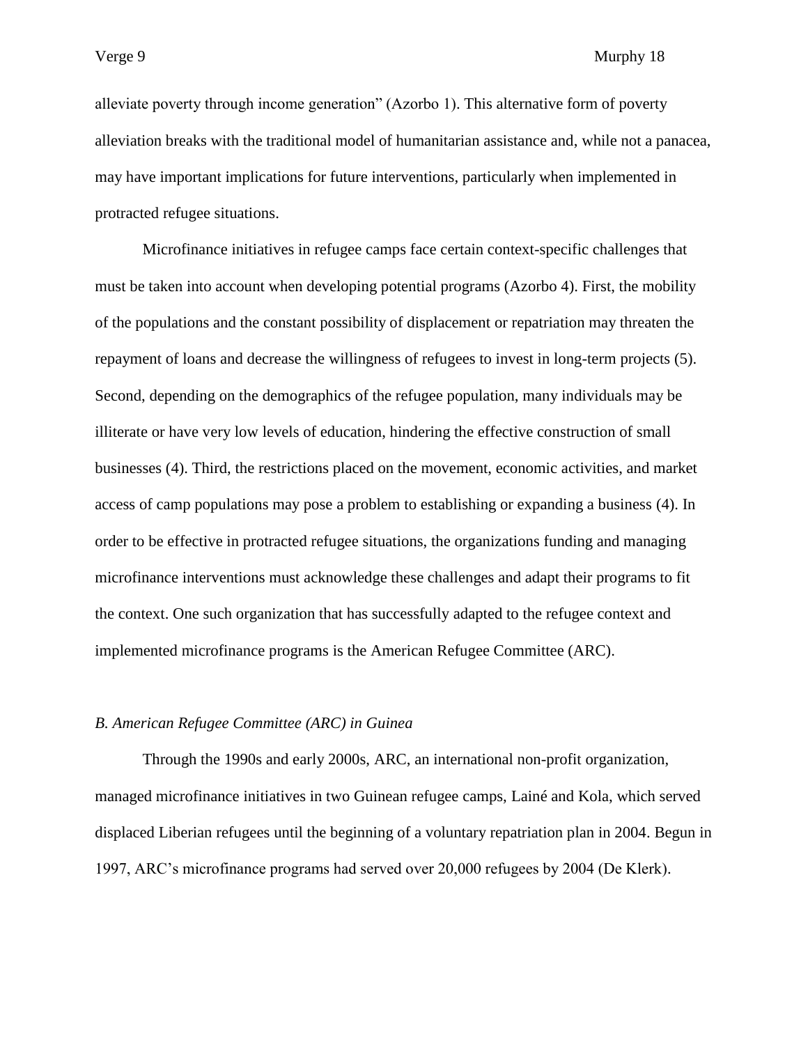alleviate poverty through income generation" (Azorbo 1). This alternative form of poverty alleviation breaks with the traditional model of humanitarian assistance and, while not a panacea, may have important implications for future interventions, particularly when implemented in protracted refugee situations.

Microfinance initiatives in refugee camps face certain context-specific challenges that must be taken into account when developing potential programs (Azorbo 4). First, the mobility of the populations and the constant possibility of displacement or repatriation may threaten the repayment of loans and decrease the willingness of refugees to invest in long-term projects (5). Second, depending on the demographics of the refugee population, many individuals may be illiterate or have very low levels of education, hindering the effective construction of small businesses (4). Third, the restrictions placed on the movement, economic activities, and market access of camp populations may pose a problem to establishing or expanding a business (4). In order to be effective in protracted refugee situations, the organizations funding and managing microfinance interventions must acknowledge these challenges and adapt their programs to fit the context. One such organization that has successfully adapted to the refugee context and implemented microfinance programs is the American Refugee Committee (ARC).

### *B. American Refugee Committee (ARC) in Guinea*

Through the 1990s and early 2000s, ARC, an international non-profit organization, managed microfinance initiatives in two Guinean refugee camps, Lainé and Kola, which served displaced Liberian refugees until the beginning of a voluntary repatriation plan in 2004. Begun in 1997, ARC's microfinance programs had served over 20,000 refugees by 2004 (De Klerk).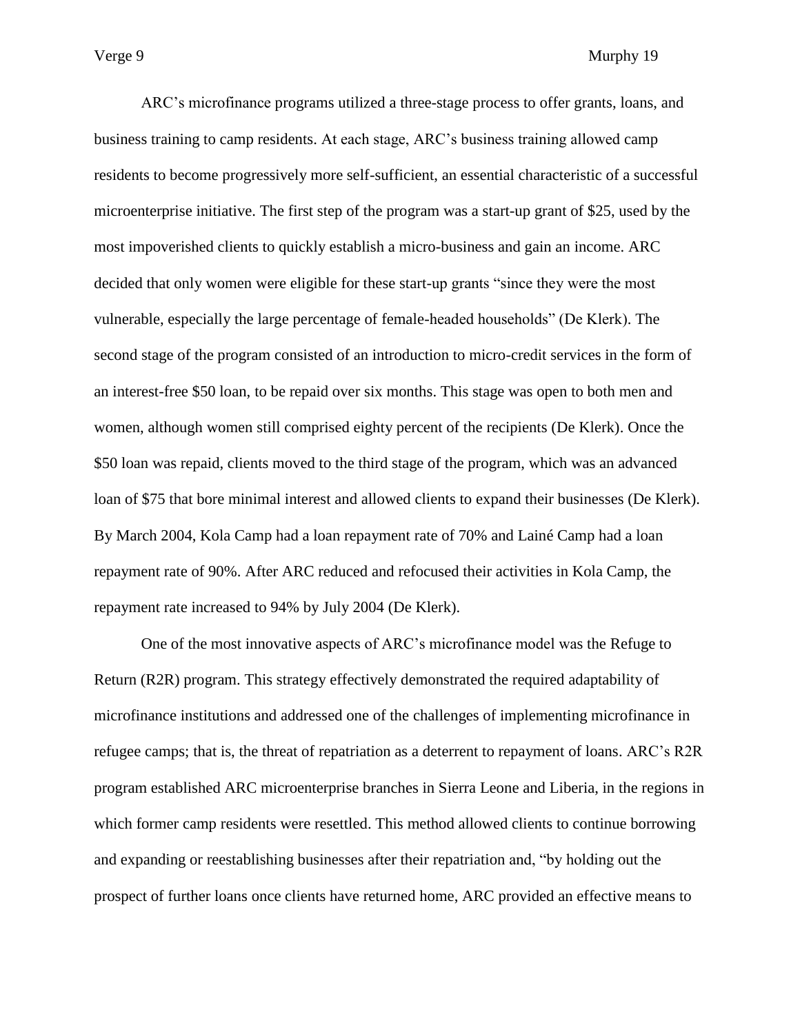ARC's microfinance programs utilized a three-stage process to offer grants, loans, and business training to camp residents. At each stage, ARC's business training allowed camp residents to become progressively more self-sufficient, an essential characteristic of a successful microenterprise initiative. The first step of the program was a start-up grant of $25, used by the most impoverished clients to quickly establish a micro-business and gain an income. ARC decided that only women were eligible for these start-up grants "since they were the most vulnerable, especially the large percentage of female-headed households" (De Klerk). The second stage of the program consisted of an introduction to micro-credit services in the form of an interest-free $50 loan, to be repaid over six months. This stage was open to both men and women, although women still comprised eighty percent of the recipients (De Klerk). Once the $50 loan was repaid, clients moved to the third stage of the program, which was an advanced loan of $75 that bore minimal interest and allowed clients to expand their businesses (De Klerk). By March 2004, Kola Camp had a loan repayment rate of 70% and Lainé Camp had a loan repayment rate of 90%. After ARC reduced and refocused their activities in Kola Camp, the repayment rate increased to 94% by July 2004 (De Klerk).

One of the most innovative aspects of ARC's microfinance model was the Refuge to Return (R2R) program. This strategy effectively demonstrated the required adaptability of microfinance institutions and addressed one of the challenges of implementing microfinance in refugee camps; that is, the threat of repatriation as a deterrent to repayment of loans. ARC's R2R program established ARC microenterprise branches in Sierra Leone and Liberia, in the regions in which former camp residents were resettled. This method allowed clients to continue borrowing and expanding or reestablishing businesses after their repatriation and, "by holding out the prospect of further loans once clients have returned home, ARC provided an effective means to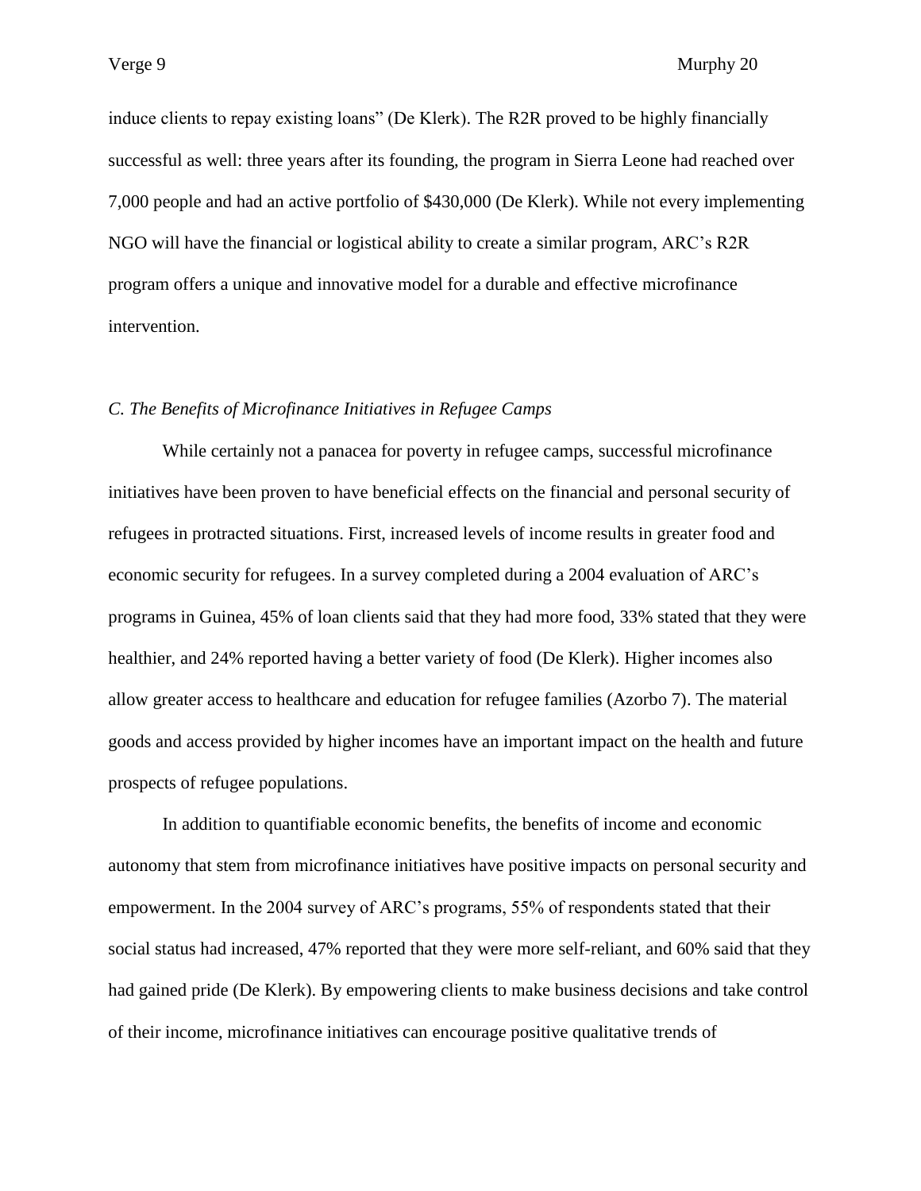induce clients to repay existing loans" (De Klerk). The R2R proved to be highly financially successful as well: three years after its founding, the program in Sierra Leone had reached over 7,000 people and had an active portfolio of $430,000 (De Klerk). While not every implementing NGO will have the financial or logistical ability to create a similar program, ARC's R2R program offers a unique and innovative model for a durable and effective microfinance intervention.

### *C. The Benefits of Microfinance Initiatives in Refugee Camps*

While certainly not a panacea for poverty in refugee camps, successful microfinance initiatives have been proven to have beneficial effects on the financial and personal security of refugees in protracted situations. First, increased levels of income results in greater food and economic security for refugees. In a survey completed during a 2004 evaluation of ARC's programs in Guinea, 45% of loan clients said that they had more food, 33% stated that they were healthier, and 24% reported having a better variety of food (De Klerk). Higher incomes also allow greater access to healthcare and education for refugee families (Azorbo 7). The material goods and access provided by higher incomes have an important impact on the health and future prospects of refugee populations.

In addition to quantifiable economic benefits, the benefits of income and economic autonomy that stem from microfinance initiatives have positive impacts on personal security and empowerment. In the 2004 survey of ARC's programs, 55% of respondents stated that their social status had increased, 47% reported that they were more self-reliant, and 60% said that they had gained pride (De Klerk). By empowering clients to make business decisions and take control of their income, microfinance initiatives can encourage positive qualitative trends of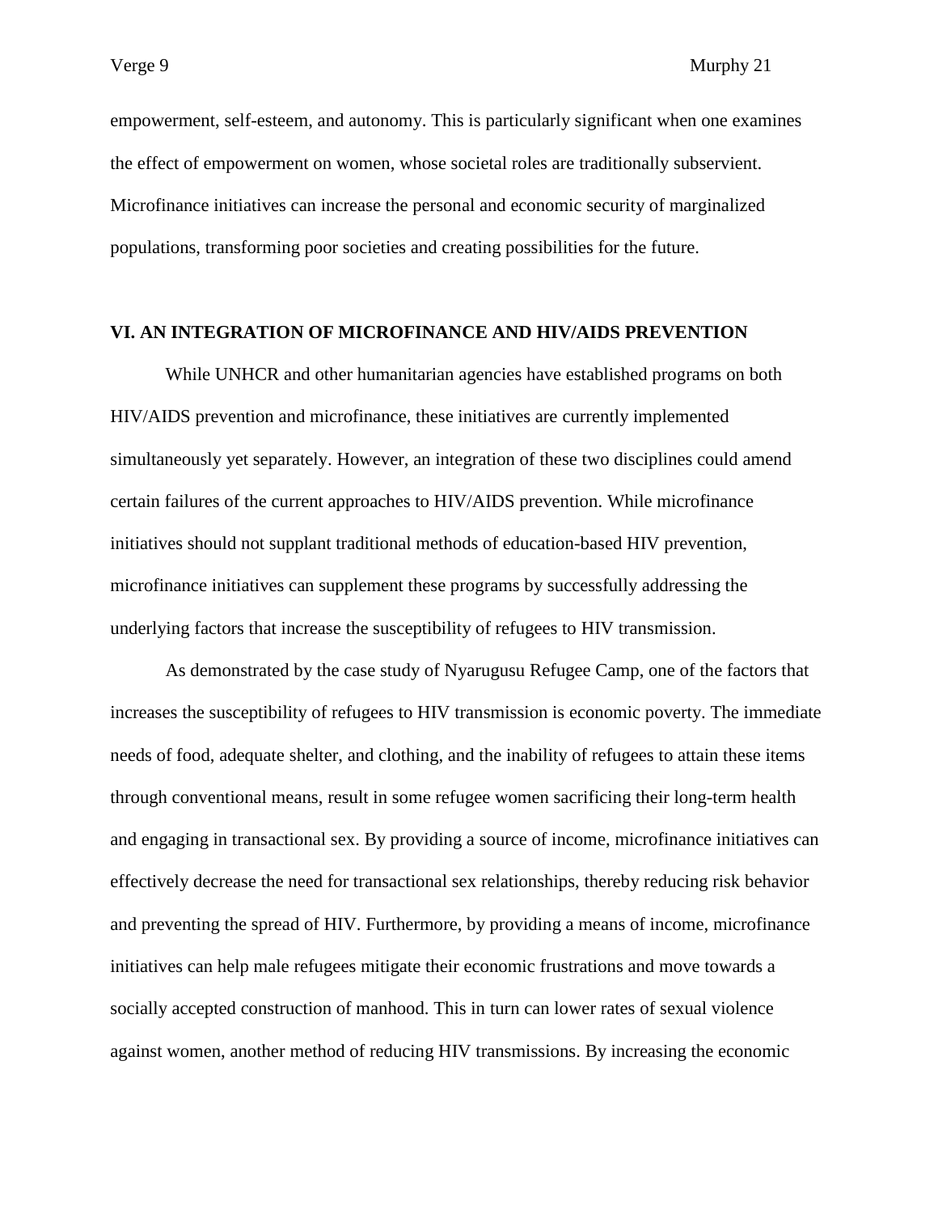empowerment, self-esteem, and autonomy. This is particularly significant when one examines the effect of empowerment on women, whose societal roles are traditionally subservient. Microfinance initiatives can increase the personal and economic security of marginalized populations, transforming poor societies and creating possibilities for the future.

## VI. AN INTEGRATION OF MICROFINANCE AND HIV/AIDS PREVENTION

While UNHCR and other humanitarian agencies have established programs on both HIV/AIDS prevention and microfinance, these initiatives are currently implemented simultaneously yet separately. However, an integration of these two disciplines could amend certain failures of the current approaches to HIV/AIDS prevention. While microfinance initiatives should not supplant traditional methods of education-based HIV prevention, microfinance initiatives can supplement these programs by successfully addressing the underlying factors that increase the susceptibility of refugees to HIV transmission.

As demonstrated by the case study of Nyarugusu Refugee Camp, one of the factors that increases the susceptibility of refugees to HIV transmission is economic poverty. The immediate needs of food, adequate shelter, and clothing, and the inability of refugees to attain these items through conventional means, result in some refugee women sacrificing their long-term health and engaging in transactional sex. By providing a source of income, microfinance initiatives can effectively decrease the need for transactional sex relationships, thereby reducing risk behavior and preventing the spread of HIV. Furthermore, by providing a means of income, microfinance initiatives can help male refugees mitigate their economic frustrations and move towards a socially accepted construction of manhood. This in turn can lower rates of sexual violence against women, another method of reducing HIV transmissions. By increasing the economic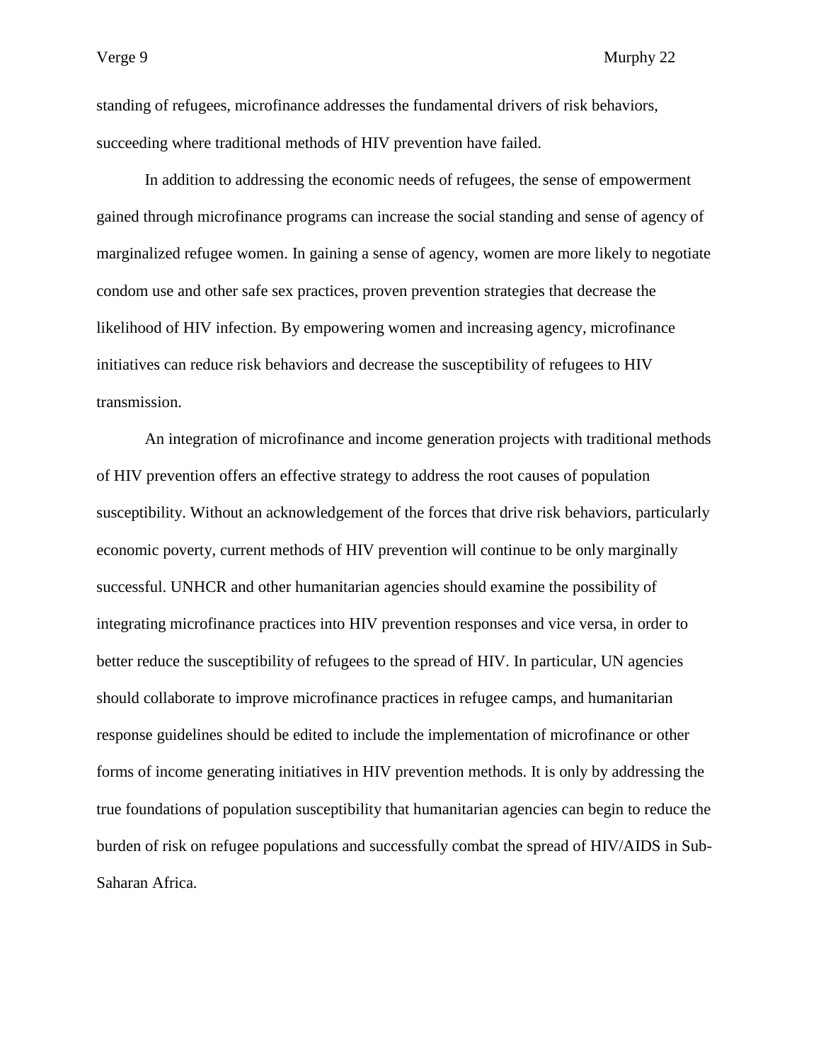standing of refugees, microfinance addresses the fundamental drivers of risk behaviors, succeeding where traditional methods of HIV prevention have failed.

In addition to addressing the economic needs of refugees, the sense of empowerment gained through microfinance programs can increase the social standing and sense of agency of marginalized refugee women. In gaining a sense of agency, women are more likely to negotiate condom use and other safe sex practices, proven prevention strategies that decrease the likelihood of HIV infection. By empowering women and increasing agency, microfinance initiatives can reduce risk behaviors and decrease the susceptibility of refugees to HIV transmission.

An integration of microfinance and income generation projects with traditional methods of HIV prevention offers an effective strategy to address the root causes of population susceptibility. Without an acknowledgement of the forces that drive risk behaviors, particularly economic poverty, current methods of HIV prevention will continue to be only marginally successful. UNHCR and other humanitarian agencies should examine the possibility of integrating microfinance practices into HIV prevention responses and vice versa, in order to better reduce the susceptibility of refugees to the spread of HIV. In particular, UN agencies should collaborate to improve microfinance practices in refugee camps, and humanitarian response guidelines should be edited to include the implementation of microfinance or other forms of income generating initiatives in HIV prevention methods. It is only by addressing the true foundations of population susceptibility that humanitarian agencies can begin to reduce the burden of risk on refugee populations and successfully combat the spread of HIV/AIDS in Sub-Saharan Africa.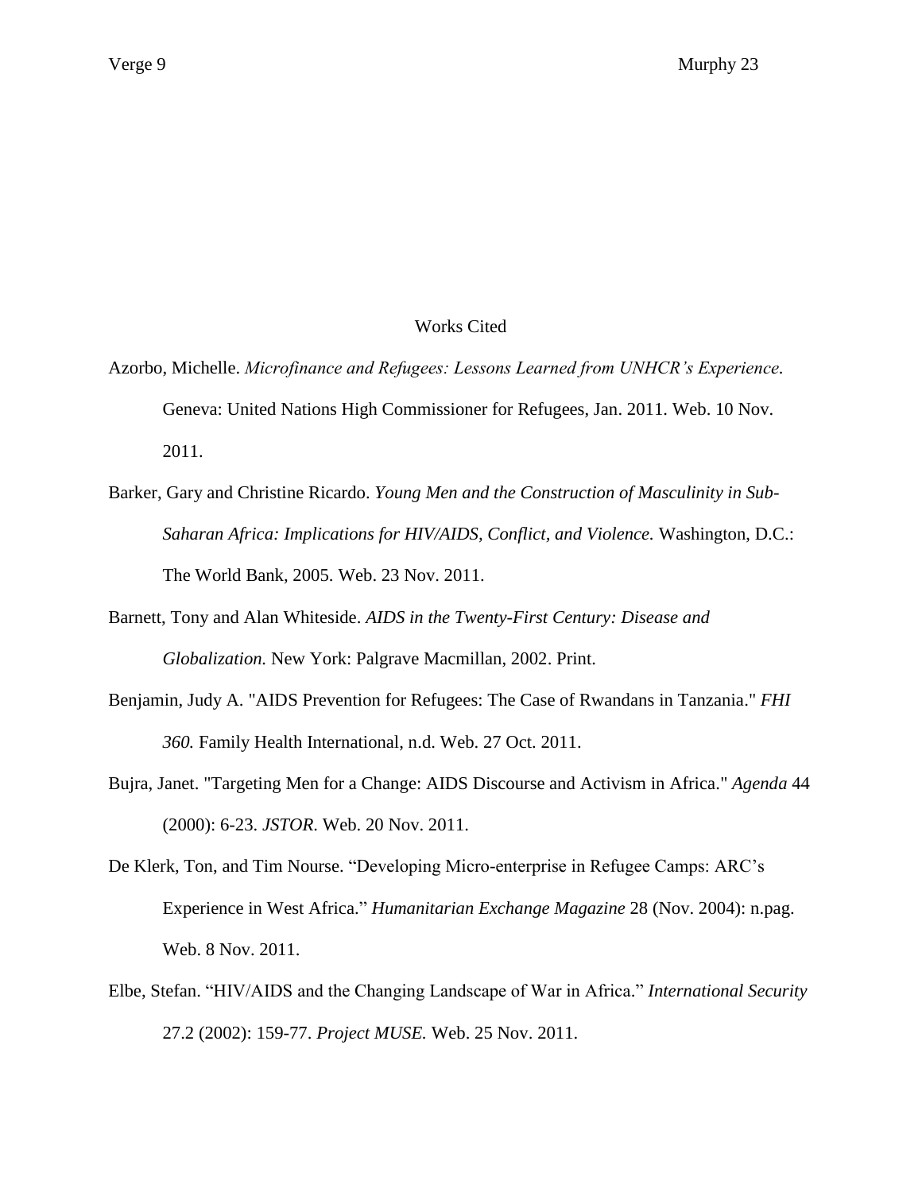# Works Cited

Azorbo, Michelle. *Microfinance and Refugees: Lessons Learned from UNHCR's Experience.* Geneva: United Nations High Commissioner for Refugees, Jan. 2011. Web. 10 Nov. 2011.

Barker, Gary and Christine Ricardo. *Young Men and the Construction of Masculinity in Sub-Saharan Africa: Implications for HIV/AIDS, Conflict, and Violence.* Washington, D.C.: The World Bank, 2005. Web. 23 Nov. 2011.

Barnett, Tony and Alan Whiteside. *AIDS in the Twenty-First Century: Disease and Globalization.* New York: Palgrave Macmillan, 2002. Print.

Benjamin, Judy A. "AIDS Prevention for Refugees: The Case of Rwandans in Tanzania." *FHI 360.* Family Health International, n.d. Web. 27 Oct. 2011.

Bujra, Janet. "Targeting Men for a Change: AIDS Discourse and Activism in Africa." *Agenda* 44 (2000): 6-23. *JSTOR.* Web. 20 Nov. 2011.

De Klerk, Ton, and Tim Nourse. "Developing Micro-enterprise in Refugee Camps: ARC's Experience in West Africa." *Humanitarian Exchange Magazine* 28 (Nov. 2004): n.pag. Web. 8 Nov. 2011.

Elbe, Stefan. "HIV/AIDS and the Changing Landscape of War in Africa." *International Security* 27.2 (2002): 159-77. *Project MUSE.* Web. 25 Nov. 2011.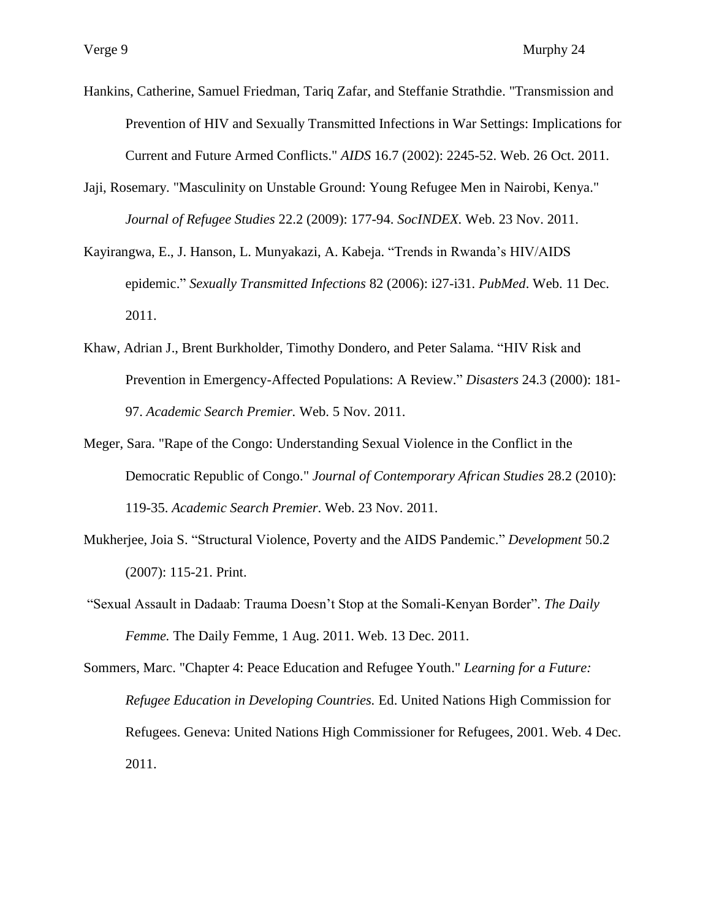Hankins, Catherine, Samuel Friedman, Tariq Zafar, and Steffanie Strathdie. "Transmission and Prevention of HIV and Sexually Transmitted Infections in War Settings: Implications for Current and Future Armed Conflicts." *AIDS* 16.7 (2002): 2245-52. Web. 26 Oct. 2011.

Jaji, Rosemary. "Masculinity on Unstable Ground: Young Refugee Men in Nairobi, Kenya." *Journal of Refugee Studies* 22.2 (2009): 177-94. *SocINDEX*. Web. 23 Nov. 2011.

Kayirangwa, E., J. Hanson, L. Munyakazi, A. Kabeja. "Trends in Rwanda's HIV/AIDS epidemic." *Sexually Transmitted Infections* 82 (2006): i27-i31. *PubMed*. Web. 11 Dec. 2011.

Khaw, Adrian J., Brent Burkholder, Timothy Dondero, and Peter Salama. "HIV Risk and Prevention in Emergency-Affected Populations: A Review." *Disasters* 24.3 (2000): 181-97. *Academic Search Premier.* Web. 5 Nov. 2011.

Meger, Sara. "Rape of the Congo: Understanding Sexual Violence in the Conflict in the Democratic Republic of Congo." *Journal of Contemporary African Studies* 28.2 (2010): 119-35. *Academic Search Premier.* Web. 23 Nov. 2011.

Mukherjee, Joia S. "Structural Violence, Poverty and the AIDS Pandemic." *Development* 50.2 (2007): 115-21. Print.

"Sexual Assault in Dadaab: Trauma Doesn't Stop at the Somali-Kenyan Border". *The Daily Femme.* The Daily Femme, 1 Aug. 2011. Web. 13 Dec. 2011.

Sommers, Marc. "Chapter 4: Peace Education and Refugee Youth." *Learning for a Future: Refugee Education in Developing Countries.* Ed. United Nations High Commission for Refugees. Geneva: United Nations High Commissioner for Refugees, 2001. Web. 4 Dec. 2011.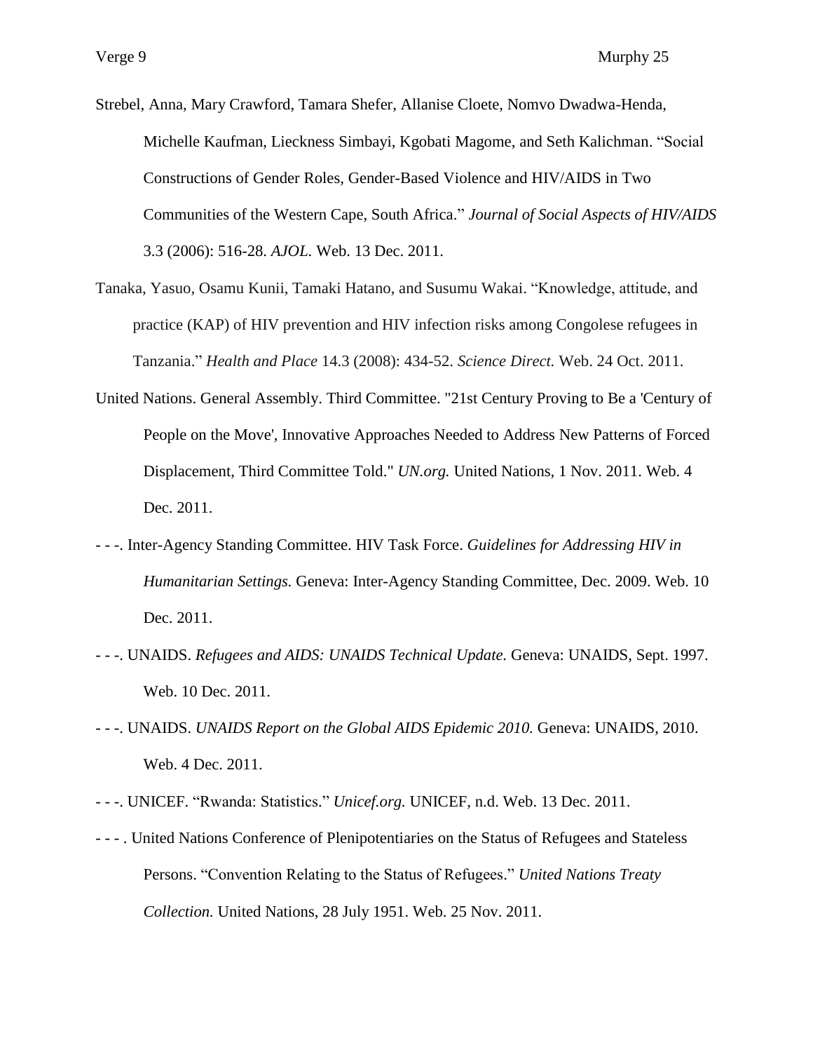Strebel, Anna, Mary Crawford, Tamara Shefer, Allanise Cloete, Nomvo Dwadwa-Henda, Michelle Kaufman, Lieckness Simbayi, Kgobati Magome, and Seth Kalichman. "Social Constructions of Gender Roles, Gender-Based Violence and HIV/AIDS in Two Communities of the Western Cape, South Africa." *Journal of Social Aspects of HIV/AIDS* 3.3 (2006): 516-28. *AJOL.* Web. 13 Dec. 2011.

Tanaka, Yasuo, Osamu Kunii, Tamaki Hatano, and Susumu Wakai. "Knowledge, attitude, and practice (KAP) of HIV prevention and HIV infection risks among Congolese refugees in Tanzania." *Health and Place* 14.3 (2008): 434-52. *Science Direct.* Web. 24 Oct. 2011.

United Nations. General Assembly. Third Committee. "21st Century Proving to Be a 'Century of People on the Move', Innovative Approaches Needed to Address New Patterns of Forced Displacement, Third Committee Told." *UN.org.* United Nations, 1 Nov. 2011. Web. 4 Dec. 2011.

- - -. Inter-Agency Standing Committee. HIV Task Force. *Guidelines for Addressing HIV in Humanitarian Settings.* Geneva: Inter-Agency Standing Committee, Dec. 2009. Web. 10 Dec. 2011.

- - -. UNAIDS. *Refugees and AIDS: UNAIDS Technical Update.* Geneva: UNAIDS, Sept. 1997. Web. 10 Dec. 2011.

- - -. UNAIDS. *UNAIDS Report on the Global AIDS Epidemic 2010.* Geneva: UNAIDS, 2010. Web. 4 Dec. 2011.

- - -. UNICEF. "Rwanda: Statistics." *Unicef.org.* UNICEF, n.d. Web. 13 Dec. 2011.

- - - . United Nations Conference of Plenipotentiaries on the Status of Refugees and Stateless Persons. "Convention Relating to the Status of Refugees." *United Nations Treaty Collection.* United Nations, 28 July 1951. Web. 25 Nov. 2011.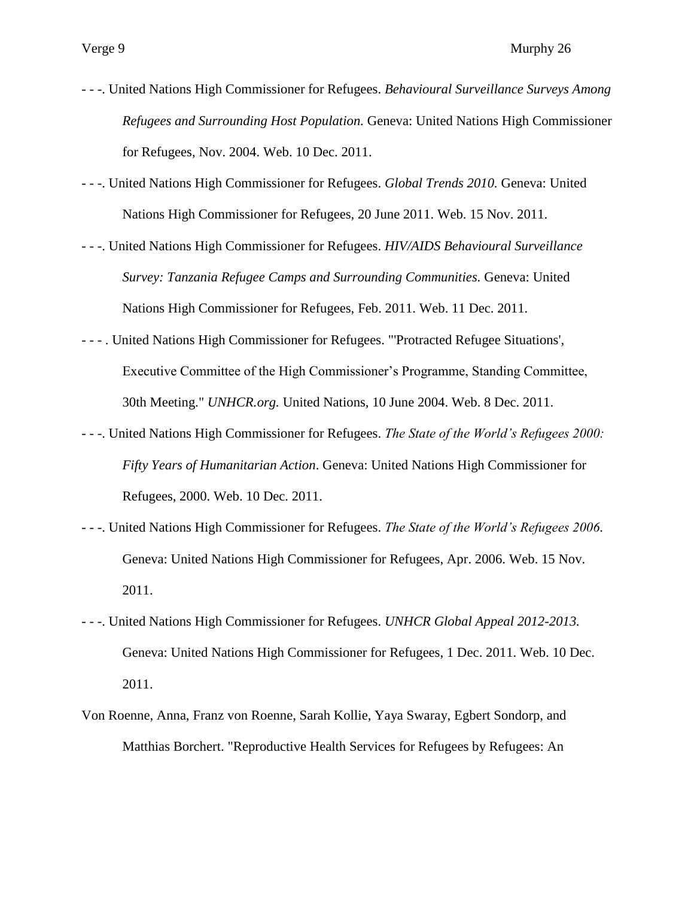- - -. United Nations High Commissioner for Refugees. *Behavioural Surveillance Surveys Among Refugees and Surrounding Host Population.* Geneva: United Nations High Commissioner for Refugees, Nov. 2004. Web. 10 Dec. 2011.

- - -. United Nations High Commissioner for Refugees. *Global Trends 2010.* Geneva: United Nations High Commissioner for Refugees, 20 June 2011. Web. 15 Nov. 2011.

- - -. United Nations High Commissioner for Refugees. *HIV/AIDS Behavioural Surveillance Survey: Tanzania Refugee Camps and Surrounding Communities.* Geneva: United Nations High Commissioner for Refugees, Feb. 2011. Web. 11 Dec. 2011.

- - - . United Nations High Commissioner for Refugees. "'Protracted Refugee Situations', Executive Committee of the High Commissioner's Programme, Standing Committee, 30th Meeting." *UNHCR.org.* United Nations, 10 June 2004. Web. 8 Dec. 2011.

- - -. United Nations High Commissioner for Refugees. *The State of the World's Refugees 2000: Fifty Years of Humanitarian Action*. Geneva: United Nations High Commissioner for Refugees, 2000. Web. 10 Dec. 2011.

- - -. United Nations High Commissioner for Refugees. *The State of the World's Refugees 2006.* Geneva: United Nations High Commissioner for Refugees, Apr. 2006. Web. 15 Nov. 2011.

- - -. United Nations High Commissioner for Refugees. *UNHCR Global Appeal 2012-2013.* Geneva: United Nations High Commissioner for Refugees, 1 Dec. 2011. Web. 10 Dec. 2011.

Von Roenne, Anna, Franz von Roenne, Sarah Kollie, Yaya Swaray, Egbert Sondorp, and Matthias Borchert. "Reproductive Health Services for Refugees by Refugees: An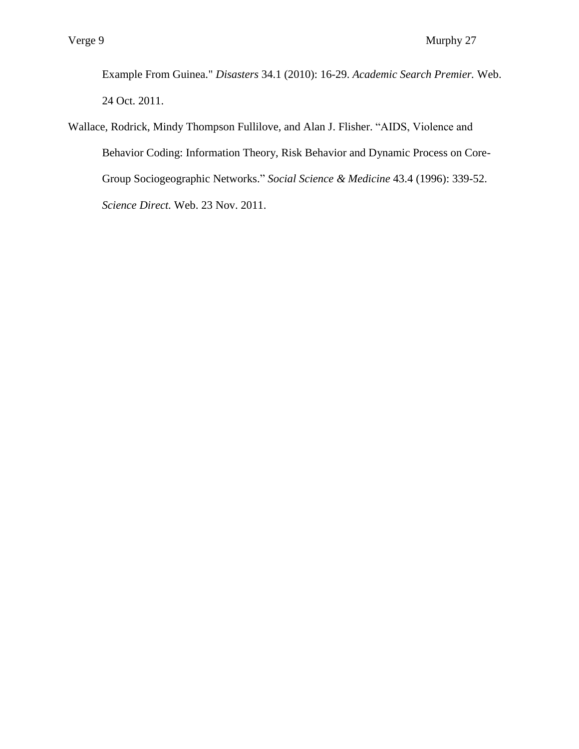Example From Guinea." *Disasters* 34.1 (2010): 16-29. *Academic Search Premier.* Web. 24 Oct. 2011.

Wallace, Rodrick, Mindy Thompson Fullilove, and Alan J. Flisher. "AIDS, Violence and Behavior Coding: Information Theory, Risk Behavior and Dynamic Process on Core-Group Sociogeographic Networks." *Social Science & Medicine* 43.4 (1996): 339-52. *Science Direct.* Web. 23 Nov. 2011.